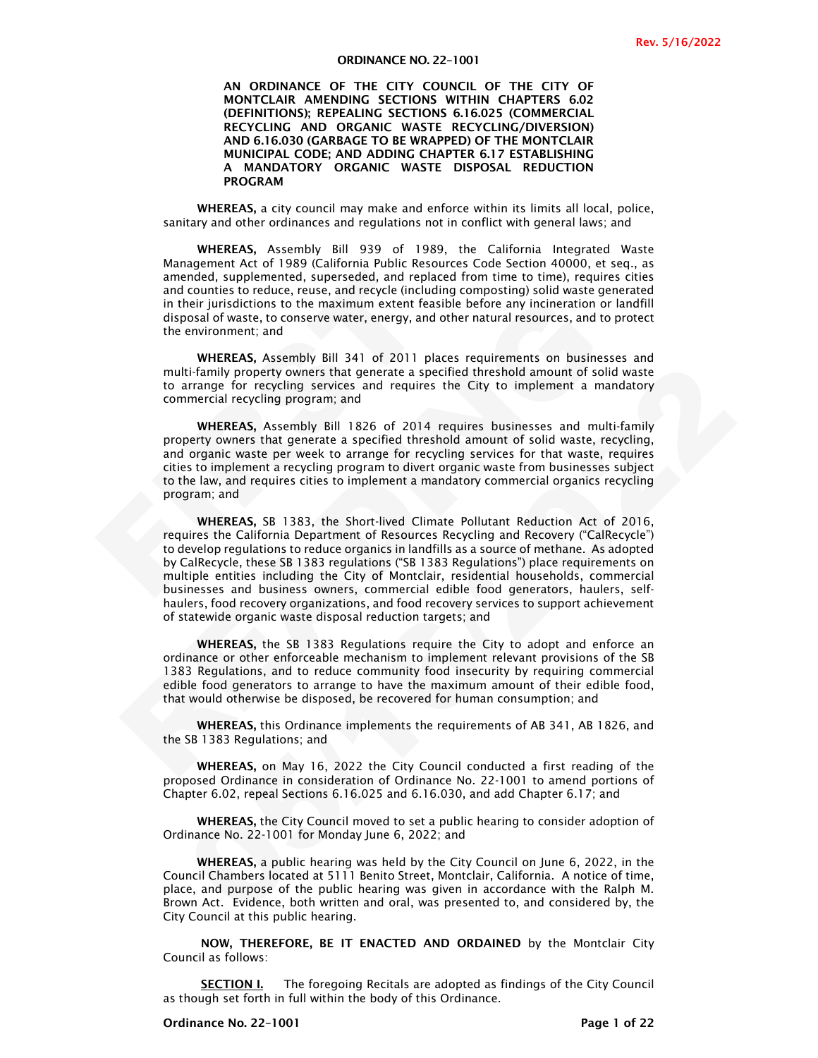Rev. 5/16/2022

# ORDINANCE NO. 22-1001

**AN ORDINANCE OF THE CITY COUNCIL OF THE CITY OF MONTCLAIR AMENDING SECTIONS WITHIN CHAPTERS 6.02 (DEFINITIONS); REPEALING SECTIONS 6.16.025 (COMMERCIAL RECYCLING AND ORGANIC WASTE RECYCLING/DIVERSION) AND 6.16.030 (GARBAGE TO BE WRAPPED) OF THE MONTCLAIR MUNICIPAL CODE; AND ADDING CHAPTER 6.17 ESTABLISHING A MANDATORY ORGANIC WASTE DISPOSAL REDUCTION PROGRAM**

**WHEREAS,** a city council may make and enforce within its limits all local, police, sanitary and other ordinances and regulations not in conflict with general laws; and

**WHEREAS,** Assembly Bill 939 of 1989, the California Integrated Waste Management Act of 1989 (California Public Resources Code Section 40000, et seq., as amended, supplemented, superseded, and replaced from time to time), requires cities and counties to reduce, reuse, and recycle (including composting) solid waste generated in their jurisdictions to the maximum extent feasible before any incineration or landfill disposal of waste, to conserve water, energy, and other natural resources, and to protect the environment; and

**WHEREAS,** Assembly Bill 341 of 2011 places requirements on businesses and multi-family property owners that generate a specified threshold amount of solid waste to arrange for recycling services and requires the City to implement a mandatory commercial recycling program; and

**WHEREAS,** Assembly Bill 1826 of 2014 requires businesses and multi-family property owners that generate a specified threshold amount of solid waste, recycling, and organic waste per week to arrange for recycling services for that waste, requires cities to implement a recycling program to divert organic waste from businesses subject to the law, and requires cities to implement a mandatory commercial organics recycling program; and

**WHEREAS,** SB 1383, the Short-lived Climate Pollutant Reduction Act of 2016, requires the California Department of Resources Recycling and Recovery ("CalRecycle") to develop regulations to reduce organics in landfills as a source of methane. As adopted by CalRecycle, these SB 1383 regulations ("SB 1383 Regulations") place requirements on multiple entities including the City of Montclair, residential households, commercial businesses and business owners, commercial edible food generators, haulers, self-haulers, food recovery organizations, and food recovery services to support achievement of statewide organic waste disposal reduction targets; and

**WHEREAS,** the SB 1383 Regulations require the City to adopt and enforce an ordinance or other enforceable mechanism to implement relevant provisions of the SB 1383 Regulations, and to reduce community food insecurity by requiring commercial edible food generators to arrange to have the maximum amount of their edible food, that would otherwise be disposed, be recovered for human consumption; and

**WHEREAS,** this Ordinance implements the requirements of AB 341, AB 1826, and the SB 1383 Regulations; and

**WHEREAS,** on May 16, 2022 the City Council conducted a first reading of the proposed Ordinance in consideration of Ordinance No. 22-1001 to amend portions of Chapter 6.02, repeal Sections 6.16.025 and 6.16.030, and add Chapter 6.17; and

**WHEREAS,** the City Council moved to set a public hearing to consider adoption of Ordinance No. 22-1001 for Monday June 6, 2022; and

**WHEREAS,** a public hearing was held by the City Council on June 6, 2022, in the Council Chambers located at 5111 Benito Street, Montclair, California. A notice of time, place, and purpose of the public hearing was given in accordance with the Ralph M. Brown Act. Evidence, both written and oral, was presented to, and considered by, the City Council at this public hearing.

**NOW, THEREFORE, BE IT ENACTED AND ORDAINED** by the Montclair City Council as follows:

**SECTION I.** The foregoing Recitals are adopted as findings of the City Council as though set forth in full within the body of this Ordinance.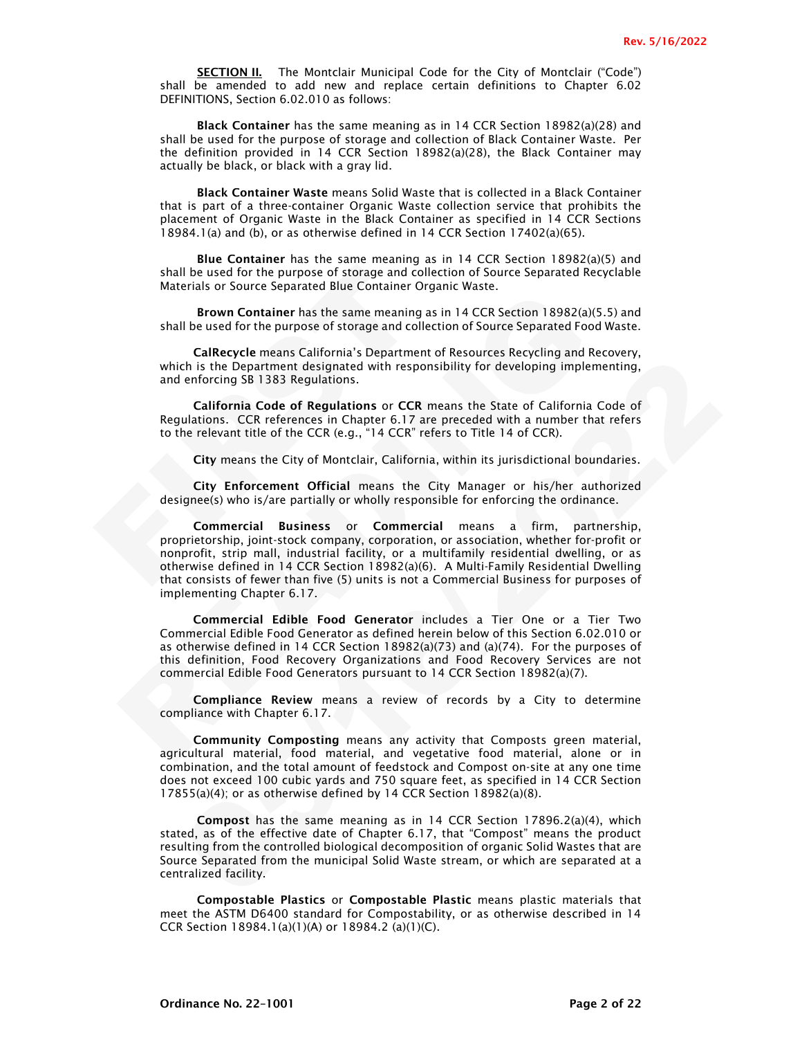**SECTION II.** The Montclair Municipal Code for the City of Montclair ("Code") shall be amended to add new and replace certain definitions to Chapter 6.02 DEFINITIONS, Section 6.02.010 as follows:

**Black Container** has the same meaning as in 14 CCR Section 18982(a)(28) and shall be used for the purpose of storage and collection of Black Container Waste. Per the definition provided in 14 CCR Section 18982(a)(28), the Black Container may actually be black, or black with a gray lid.

**Black Container Waste** means Solid Waste that is collected in a Black Container that is part of a three-container Organic Waste collection service that prohibits the placement of Organic Waste in the Black Container as specified in 14 CCR Sections 18984.1(a) and (b), or as otherwise defined in 14 CCR Section 17402(a)(65).

**Blue Container** has the same meaning as in 14 CCR Section 18982(a)(5) and shall be used for the purpose of storage and collection of Source Separated Recyclable Materials or Source Separated Blue Container Organic Waste.

**Brown Container** has the same meaning as in 14 CCR Section 18982(a)(5.5) and shall be used for the purpose of storage and collection of Source Separated Food Waste.

**CalRecycle** means California's Department of Resources Recycling and Recovery, which is the Department designated with responsibility for developing implementing, and enforcing SB 1383 Regulations.

**California Code of Regulations** or **CCR** means the State of California Code of Regulations. CCR references in Chapter 6.17 are preceded with a number that refers to the relevant title of the CCR (e.g., "14 CCR" refers to Title 14 of CCR).

**City** means the City of Montclair, California, within its jurisdictional boundaries.

**City Enforcement Official** means the City Manager or his/her authorized designee(s) who is/are partially or wholly responsible for enforcing the ordinance.

**Commercial Business** or **Commercial** means a firm, partnership, proprietorship, joint-stock company, corporation, or association, whether for-profit or nonprofit, strip mall, industrial facility, or a multifamily residential dwelling, or as otherwise defined in 14 CCR Section 18982(a)(6). A Multi-Family Residential Dwelling that consists of fewer than five (5) units is not a Commercial Business for purposes of implementing Chapter 6.17.

**Commercial Edible Food Generator** includes a Tier One or a Tier Two Commercial Edible Food Generator as defined herein below of this Section 6.02.010 or as otherwise defined in 14 CCR Section 18982(a)(73) and (a)(74). For the purposes of this definition, Food Recovery Organizations and Food Recovery Services are not commercial Edible Food Generators pursuant to 14 CCR Section 18982(a)(7).

**Compliance Review** means a review of records by a City to determine compliance with Chapter 6.17.

**Community Composting** means any activity that Composts green material, agricultural material, food material, and vegetative food material, alone or in combination, and the total amount of feedstock and Compost on-site at any one time does not exceed 100 cubic yards and 750 square feet, as specified in 14 CCR Section 17855(a)(4); or as otherwise defined by 14 CCR Section 18982(a)(8).

**Compost** has the same meaning as in 14 CCR Section 17896.2(a)(4), which stated, as of the effective date of Chapter 6.17, that "Compost" means the product resulting from the controlled biological decomposition of organic Solid Wastes that are Source Separated from the municipal Solid Waste stream, or which are separated at a centralized facility.

**Compostable Plastics** or **Compostable Plastic** means plastic materials that meet the ASTM D6400 standard for Compostability, or as otherwise described in 14 CCR Section 18984.1(a)(1)(A) or 18984.2 (a)(1)(C).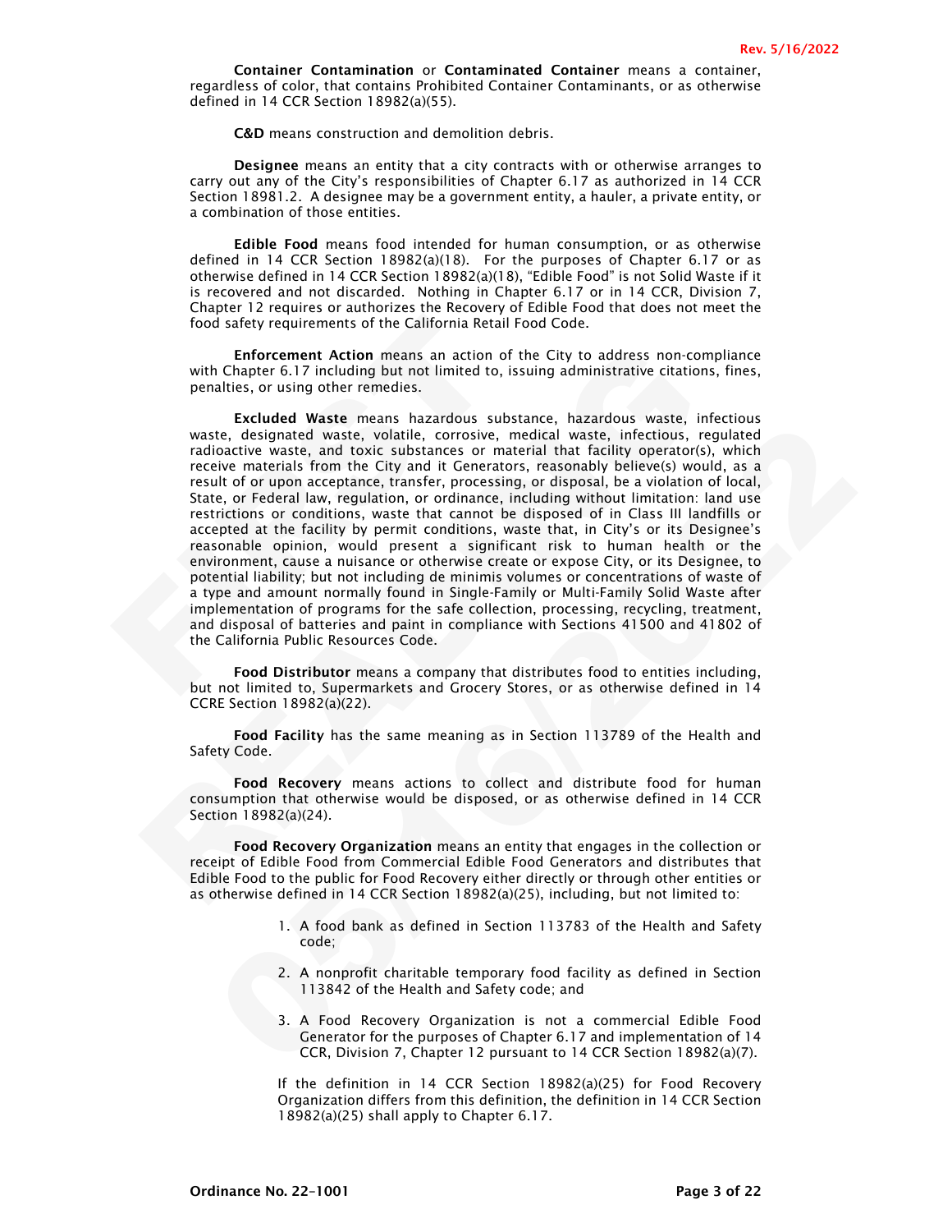**Container Contamination** or **Contaminated Container** means a container, regardless of color, that contains Prohibited Container Contaminants, or as otherwise defined in 14 CCR Section 18982(a)(55).

**C&D** means construction and demolition debris.

**Designee** means an entity that a city contracts with or otherwise arranges to carry out any of the City's responsibilities of Chapter 6.17 as authorized in 14 CCR Section 18981.2. A designee may be a government entity, a hauler, a private entity, or a combination of those entities.

**Edible Food** means food intended for human consumption, or as otherwise defined in 14 CCR Section 18982(a)(18). For the purposes of Chapter 6.17 or as otherwise defined in 14 CCR Section 18982(a)(18), "Edible Food" is not Solid Waste if it is recovered and not discarded. Nothing in Chapter 6.17 or in 14 CCR, Division 7, Chapter 12 requires or authorizes the Recovery of Edible Food that does not meet the food safety requirements of the California Retail Food Code.

**Enforcement Action** means an action of the City to address non-compliance with Chapter 6.17 including but not limited to, issuing administrative citations, fines, penalties, or using other remedies.

**Excluded Waste** means hazardous substance, hazardous waste, infectious waste, designated waste, volatile, corrosive, medical waste, infectious, regulated radioactive waste, and toxic substances or material that facility operator(s), which receive materials from the City and it Generators, reasonably believe(s) would, as a result of or upon acceptance, transfer, processing, or disposal, be a violation of local, State, or Federal law, regulation, or ordinance, including without limitation: land use restrictions or conditions, waste that cannot be disposed of in Class III landfills or accepted at the facility by permit conditions, waste that, in City's or its Designee's reasonable opinion, would present a significant risk to human health or the environment, cause a nuisance or otherwise create or expose City, or its Designee, to potential liability; but not including de minimis volumes or concentrations of waste of a type and amount normally found in Single-Family or Multi-Family Solid Waste after implementation of programs for the safe collection, processing, recycling, treatment, and disposal of batteries and paint in compliance with Sections 41500 and 41802 of the California Public Resources Code.

**Food Distributor** means a company that distributes food to entities including, but not limited to, Supermarkets and Grocery Stores, or as otherwise defined in 14 CCRE Section 18982(a)(22).

**Food Facility** has the same meaning as in Section 113789 of the Health and Safety Code.

**Food Recovery** means actions to collect and distribute food for human consumption that otherwise would be disposed, or as otherwise defined in 14 CCR Section 18982(a)(24).

**Food Recovery Organization** means an entity that engages in the collection or receipt of Edible Food from Commercial Edible Food Generators and distributes that Edible Food to the public for Food Recovery either directly or through other entities or as otherwise defined in 14 CCR Section 18982(a)(25), including, but not limited to:

1. A food bank as defined in Section 113783 of the Health and Safety code;
2. A nonprofit charitable temporary food facility as defined in Section 113842 of the Health and Safety code; and
3. A Food Recovery Organization is not a commercial Edible Food Generator for the purposes of Chapter 6.17 and implementation of 14 CCR, Division 7, Chapter 12 pursuant to 14 CCR Section 18982(a)(7).

If the definition in 14 CCR Section 18982(a)(25) for Food Recovery Organization differs from this definition, the definition in 14 CCR Section 18982(a)(25) shall apply to Chapter 6.17.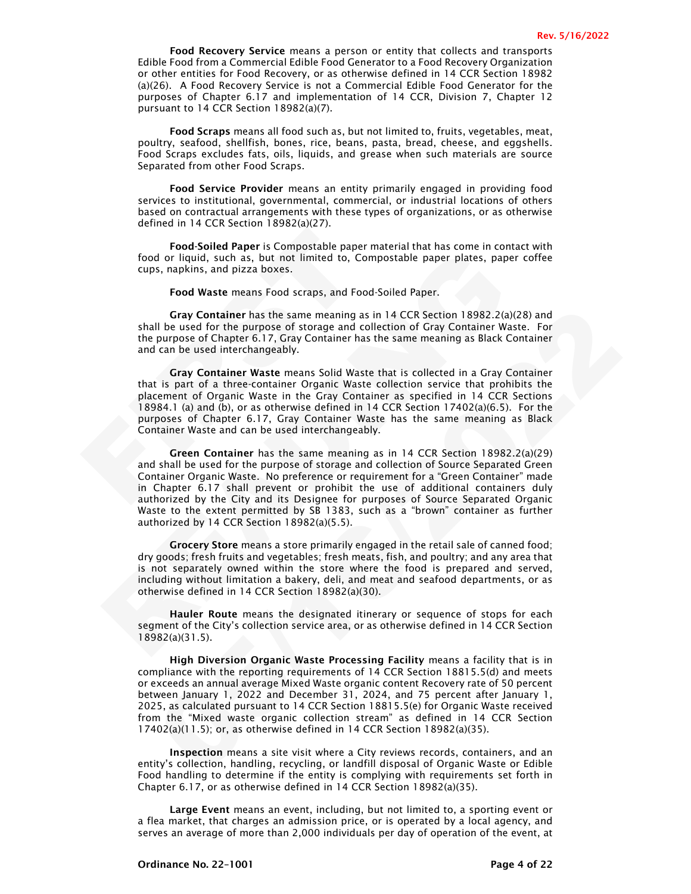**Food Recovery Service** means a person or entity that collects and transports Edible Food from a Commercial Edible Food Generator to a Food Recovery Organization or other entities for Food Recovery, or as otherwise defined in 14 CCR Section 18982 (a)(26). A Food Recovery Service is not a Commercial Edible Food Generator for the purposes of Chapter 6.17 and implementation of 14 CCR, Division 7, Chapter 12 pursuant to 14 CCR Section 18982(a)(7).

**Food Scraps** means all food such as, but not limited to, fruits, vegetables, meat, poultry, seafood, shellfish, bones, rice, beans, pasta, bread, cheese, and eggshells. Food Scraps excludes fats, oils, liquids, and grease when such materials are source Separated from other Food Scraps.

**Food Service Provider** means an entity primarily engaged in providing food services to institutional, governmental, commercial, or industrial locations of others based on contractual arrangements with these types of organizations, or as otherwise defined in 14 CCR Section 18982(a)(27).

**Food-Soiled Paper** is Compostable paper material that has come in contact with food or liquid, such as, but not limited to, Compostable paper plates, paper coffee cups, napkins, and pizza boxes.

**Food Waste** means Food scraps, and Food-Soiled Paper.

**Gray Container** has the same meaning as in 14 CCR Section 18982.2(a)(28) and shall be used for the purpose of storage and collection of Gray Container Waste. For the purpose of Chapter 6.17, Gray Container has the same meaning as Black Container and can be used interchangeably.

**Gray Container Waste** means Solid Waste that is collected in a Gray Container that is part of a three-container Organic Waste collection service that prohibits the placement of Organic Waste in the Gray Container as specified in 14 CCR Sections 18984.1 (a) and (b), or as otherwise defined in 14 CCR Section 17402(a)(6.5). For the purposes of Chapter 6.17, Gray Container Waste has the same meaning as Black Container Waste and can be used interchangeably.

**Green Container** has the same meaning as in 14 CCR Section 18982.2(a)(29) and shall be used for the purpose of storage and collection of Source Separated Green Container Organic Waste. No preference or requirement for a "Green Container" made in Chapter 6.17 shall prevent or prohibit the use of additional containers duly authorized by the City and its Designee for purposes of Source Separated Organic Waste to the extent permitted by SB 1383, such as a "brown" container as further authorized by 14 CCR Section 18982(a)(5.5).

**Grocery Store** means a store primarily engaged in the retail sale of canned food; dry goods; fresh fruits and vegetables; fresh meats, fish, and poultry; and any area that is not separately owned within the store where the food is prepared and served, including without limitation a bakery, deli, and meat and seafood departments, or as otherwise defined in 14 CCR Section 18982(a)(30).

**Hauler Route** means the designated itinerary or sequence of stops for each segment of the City's collection service area, or as otherwise defined in 14 CCR Section 18982(a)(31.5).

**High Diversion Organic Waste Processing Facility** means a facility that is in compliance with the reporting requirements of 14 CCR Section 18815.5(d) and meets or exceeds an annual average Mixed Waste organic content Recovery rate of 50 percent between January 1, 2022 and December 31, 2024, and 75 percent after January 1, 2025, as calculated pursuant to 14 CCR Section 18815.5(e) for Organic Waste received from the "Mixed waste organic collection stream" as defined in 14 CCR Section 17402(a)(11.5); or, as otherwise defined in 14 CCR Section 18982(a)(35).

**Inspection** means a site visit where a City reviews records, containers, and an entity's collection, handling, recycling, or landfill disposal of Organic Waste or Edible Food handling to determine if the entity is complying with requirements set forth in Chapter 6.17, or as otherwise defined in 14 CCR Section 18982(a)(35).

**Large Event** means an event, including, but not limited to, a sporting event or a flea market, that charges an admission price, or is operated by a local agency, and serves an average of more than 2,000 individuals per day of operation of the event, at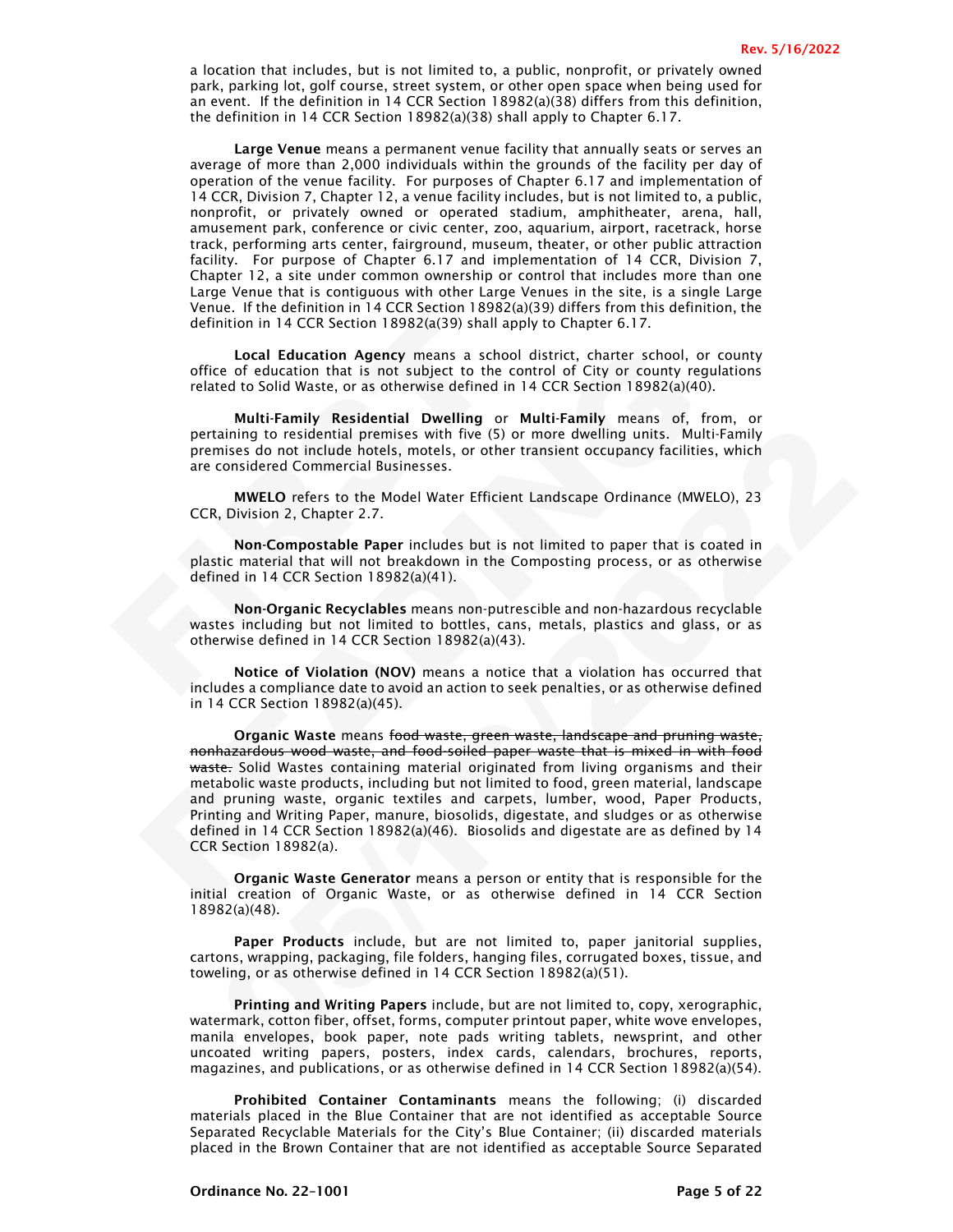a location that includes, but is not limited to, a public, nonprofit, or privately owned park, parking lot, golf course, street system, or other open space when being used for an event. If the definition in 14 CCR Section 18982(a)(38) differs from this definition, the definition in 14 CCR Section 18982(a)(38) shall apply to Chapter 6.17.

**Large Venue** means a permanent venue facility that annually seats or serves an average of more than 2,000 individuals within the grounds of the facility per day of operation of the venue facility. For purposes of Chapter 6.17 and implementation of 14 CCR, Division 7, Chapter 12, a venue facility includes, but is not limited to, a public, nonprofit, or privately owned or operated stadium, amphitheater, arena, hall, amusement park, conference or civic center, zoo, aquarium, airport, racetrack, horse track, performing arts center, fairground, museum, theater, or other public attraction facility. For purpose of Chapter 6.17 and implementation of 14 CCR, Division 7, Chapter 12, a site under common ownership or control that includes more than one Large Venue that is contiguous with other Large Venues in the site, is a single Large Venue. If the definition in 14 CCR Section 18982(a)(39) differs from this definition, the definition in 14 CCR Section 18982(a(39) shall apply to Chapter 6.17.

**Local Education Agency** means a school district, charter school, or county office of education that is not subject to the control of City or county regulations related to Solid Waste, or as otherwise defined in 14 CCR Section 18982(a)(40).

**Multi-Family Residential Dwelling** or **Multi-Family** means of, from, or pertaining to residential premises with five (5) or more dwelling units. Multi-Family premises do not include hotels, motels, or other transient occupancy facilities, which are considered Commercial Businesses.

**MWELO** refers to the Model Water Efficient Landscape Ordinance (MWELO), 23 CCR, Division 2, Chapter 2.7.

**Non-Compostable Paper** includes but is not limited to paper that is coated in plastic material that will not breakdown in the Composting process, or as otherwise defined in 14 CCR Section 18982(a)(41).

**Non-Organic Recyclables** means non-putrescible and non-hazardous recyclable wastes including but not limited to bottles, cans, metals, plastics and glass, or as otherwise defined in 14 CCR Section 18982(a)(43).

**Notice of Violation (NOV)** means a notice that a violation has occurred that includes a compliance date to avoid an action to seek penalties, or as otherwise defined in 14 CCR Section 18982(a)(45).

**Organic Waste** means ~~food waste, green waste, landscape and pruning waste, nonhazardous wood waste, and food-soiled paper waste that is mixed in with food waste.~~ Solid Wastes containing material originated from living organisms and their metabolic waste products, including but not limited to food, green material, landscape and pruning waste, organic textiles and carpets, lumber, wood, Paper Products, Printing and Writing Paper, manure, biosolids, digestate, and sludges or as otherwise defined in 14 CCR Section 18982(a)(46). Biosolids and digestate are as defined by 14 CCR Section 18982(a).

**Organic Waste Generator** means a person or entity that is responsible for the initial creation of Organic Waste, or as otherwise defined in 14 CCR Section 18982(a)(48).

**Paper Products** include, but are not limited to, paper janitorial supplies, cartons, wrapping, packaging, file folders, hanging files, corrugated boxes, tissue, and toweling, or as otherwise defined in 14 CCR Section 18982(a)(51).

**Printing and Writing Papers** include, but are not limited to, copy, xerographic, watermark, cotton fiber, offset, forms, computer printout paper, white wove envelopes, manila envelopes, book paper, note pads writing tablets, newsprint, and other uncoated writing papers, posters, index cards, calendars, brochures, reports, magazines, and publications, or as otherwise defined in 14 CCR Section 18982(a)(54).

**Prohibited Container Contaminants** means the following; (i) discarded materials placed in the Blue Container that are not identified as acceptable Source Separated Recyclable Materials for the City's Blue Container; (ii) discarded materials placed in the Brown Container that are not identified as acceptable Source Separated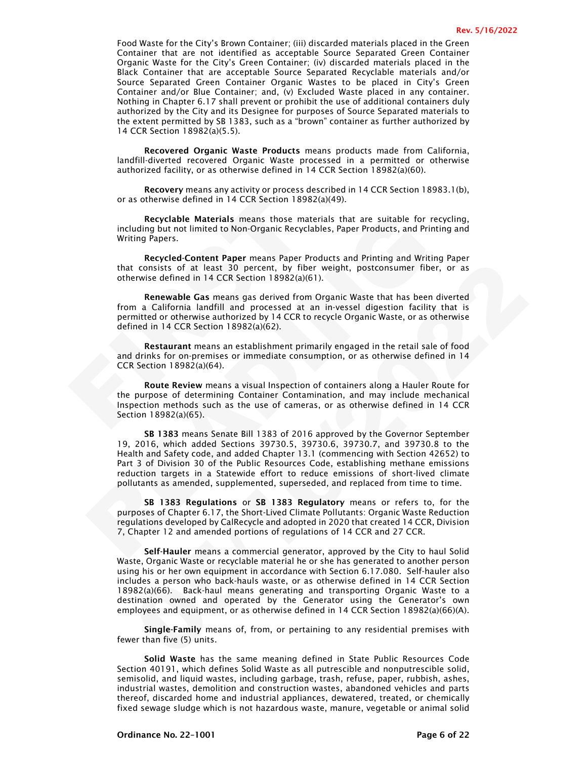Food Waste for the City's Brown Container; (iii) discarded materials placed in the Green Container that are not identified as acceptable Source Separated Green Container Organic Waste for the City's Green Container; (iv) discarded materials placed in the Black Container that are acceptable Source Separated Recyclable materials and/or Source Separated Green Container Organic Wastes to be placed in City's Green Container and/or Blue Container; and, (v) Excluded Waste placed in any container. Nothing in Chapter 6.17 shall prevent or prohibit the use of additional containers duly authorized by the City and its Designee for purposes of Source Separated materials to the extent permitted by SB 1383, such as a "brown" container as further authorized by 14 CCR Section 18982(a)(5.5).

**Recovered Organic Waste Products** means products made from California, landfill-diverted recovered Organic Waste processed in a permitted or otherwise authorized facility, or as otherwise defined in 14 CCR Section 18982(a)(60).

**Recovery** means any activity or process described in 14 CCR Section 18983.1(b), or as otherwise defined in 14 CCR Section 18982(a)(49).

**Recyclable Materials** means those materials that are suitable for recycling, including but not limited to Non-Organic Recyclables, Paper Products, and Printing and Writing Papers.

**Recycled-Content Paper** means Paper Products and Printing and Writing Paper that consists of at least 30 percent, by fiber weight, postconsumer fiber, or as otherwise defined in 14 CCR Section 18982(a)(61).

**Renewable Gas** means gas derived from Organic Waste that has been diverted from a California landfill and processed at an in-vessel digestion facility that is permitted or otherwise authorized by 14 CCR to recycle Organic Waste, or as otherwise defined in 14 CCR Section 18982(a)(62).

**Restaurant** means an establishment primarily engaged in the retail sale of food and drinks for on-premises or immediate consumption, or as otherwise defined in 14 CCR Section 18982(a)(64).

**Route Review** means a visual Inspection of containers along a Hauler Route for the purpose of determining Container Contamination, and may include mechanical Inspection methods such as the use of cameras, or as otherwise defined in 14 CCR Section 18982(a)(65).

**SB 1383** means Senate Bill 1383 of 2016 approved by the Governor September 19, 2016, which added Sections 39730.5, 39730.6, 39730.7, and 39730.8 to the Health and Safety code, and added Chapter 13.1 (commencing with Section 42652) to Part 3 of Division 30 of the Public Resources Code, establishing methane emissions reduction targets in a Statewide effort to reduce emissions of short-lived climate pollutants as amended, supplemented, superseded, and replaced from time to time.

**SB 1383 Regulations** or **SB 1383 Regulatory** means or refers to, for the purposes of Chapter 6.17, the Short-Lived Climate Pollutants: Organic Waste Reduction regulations developed by CalRecycle and adopted in 2020 that created 14 CCR, Division 7, Chapter 12 and amended portions of regulations of 14 CCR and 27 CCR.

**Self-Hauler** means a commercial generator, approved by the City to haul Solid Waste, Organic Waste or recyclable material he or she has generated to another person using his or her own equipment in accordance with Section 6.17.080. Self-hauler also includes a person who back-hauls waste, or as otherwise defined in 14 CCR Section 18982(a)(66). Back-haul means generating and transporting Organic Waste to a destination owned and operated by the Generator using the Generator's own employees and equipment, or as otherwise defined in 14 CCR Section 18982(a)(66)(A).

**Single-Family** means of, from, or pertaining to any residential premises with fewer than five (5) units.

**Solid Waste** has the same meaning defined in State Public Resources Code Section 40191, which defines Solid Waste as all putrescible and nonputrescible solid, semisolid, and liquid wastes, including garbage, trash, refuse, paper, rubbish, ashes, industrial wastes, demolition and construction wastes, abandoned vehicles and parts thereof, discarded home and industrial appliances, dewatered, treated, or chemically fixed sewage sludge which is not hazardous waste, manure, vegetable or animal solid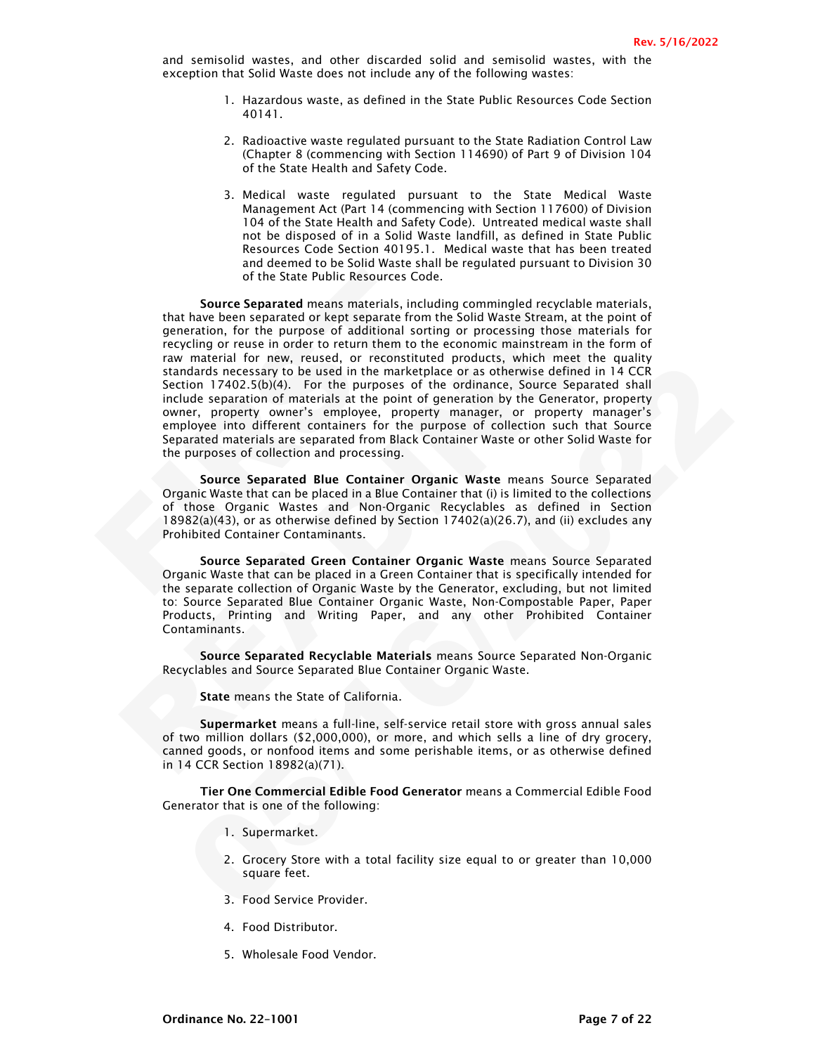and semisolid wastes, and other discarded solid and semisolid wastes, with the exception that Solid Waste does not include any of the following wastes:

1. Hazardous waste, as defined in the State Public Resources Code Section 40141.

2. Radioactive waste regulated pursuant to the State Radiation Control Law (Chapter 8 (commencing with Section 114690) of Part 9 of Division 104 of the State Health and Safety Code.

3. Medical waste regulated pursuant to the State Medical Waste Management Act (Part 14 (commencing with Section 117600) of Division 104 of the State Health and Safety Code). Untreated medical waste shall not be disposed of in a Solid Waste landfill, as defined in State Public Resources Code Section 40195.1. Medical waste that has been treated and deemed to be Solid Waste shall be regulated pursuant to Division 30 of the State Public Resources Code.

**Source Separated** means materials, including commingled recyclable materials, that have been separated or kept separate from the Solid Waste Stream, at the point of generation, for the purpose of additional sorting or processing those materials for recycling or reuse in order to return them to the economic mainstream in the form of raw material for new, reused, or reconstituted products, which meet the quality standards necessary to be used in the marketplace or as otherwise defined in 14 CCR Section 17402.5(b)(4). For the purposes of the ordinance, Source Separated shall include separation of materials at the point of generation by the Generator, property owner, property owner's employee, property manager, or property manager's employee into different containers for the purpose of collection such that Source Separated materials are separated from Black Container Waste or other Solid Waste for the purposes of collection and processing.

**Source Separated Blue Container Organic Waste** means Source Separated Organic Waste that can be placed in a Blue Container that (i) is limited to the collections of those Organic Wastes and Non-Organic Recyclables as defined in Section 18982(a)(43), or as otherwise defined by Section 17402(a)(26.7), and (ii) excludes any Prohibited Container Contaminants.

**Source Separated Green Container Organic Waste** means Source Separated Organic Waste that can be placed in a Green Container that is specifically intended for the separate collection of Organic Waste by the Generator, excluding, but not limited to: Source Separated Blue Container Organic Waste, Non-Compostable Paper, Paper Products, Printing and Writing Paper, and any other Prohibited Container Contaminants.

**Source Separated Recyclable Materials** means Source Separated Non-Organic Recyclables and Source Separated Blue Container Organic Waste.

**State** means the State of California.

**Supermarket** means a full-line, self-service retail store with gross annual sales of two million dollars ($2,000,000), or more, and which sells a line of dry grocery, canned goods, or nonfood items and some perishable items, or as otherwise defined in 14 CCR Section 18982(a)(71).

**Tier One Commercial Edible Food Generator** means a Commercial Edible Food Generator that is one of the following:

1. Supermarket.

2. Grocery Store with a total facility size equal to or greater than 10,000 square feet.

3. Food Service Provider.

4. Food Distributor.

5. Wholesale Food Vendor.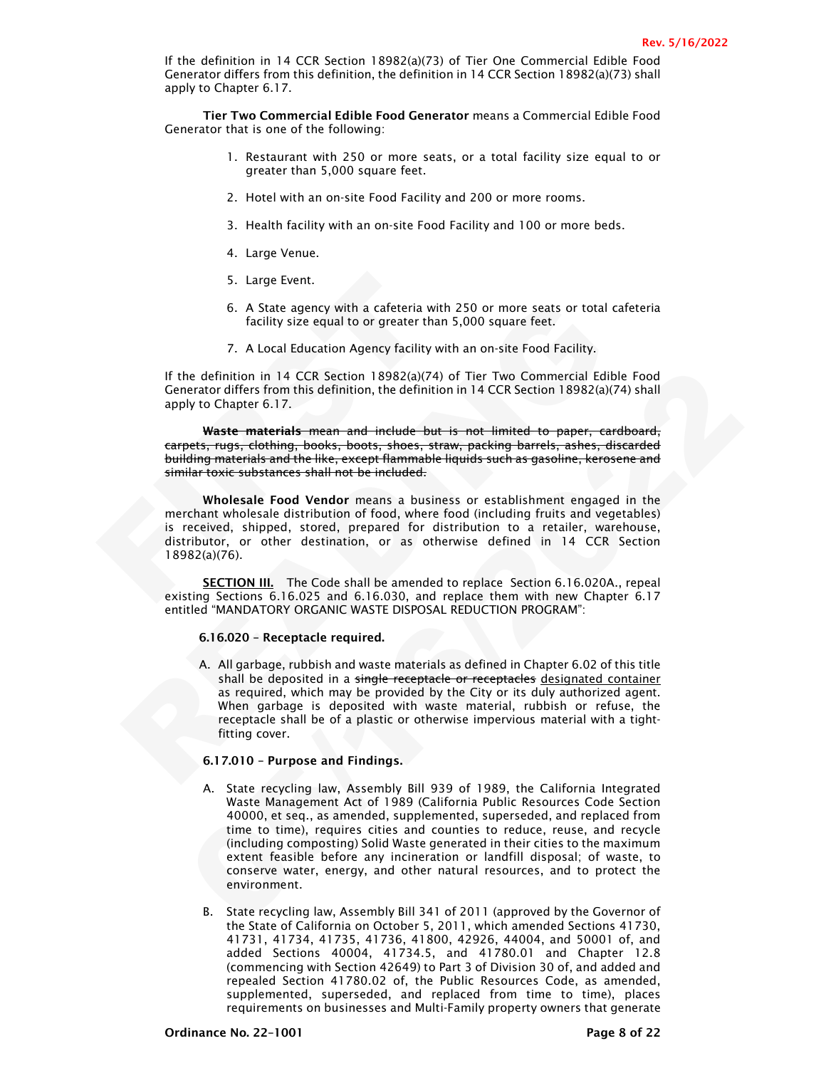If the definition in 14 CCR Section 18982(a)(73) of Tier One Commercial Edible Food Generator differs from this definition, the definition in 14 CCR Section 18982(a)(73) shall apply to Chapter 6.17.

**Tier Two Commercial Edible Food Generator** means a Commercial Edible Food Generator that is one of the following:

1. Restaurant with 250 or more seats, or a total facility size equal to or greater than 5,000 square feet.
2. Hotel with an on-site Food Facility and 200 or more rooms.
3. Health facility with an on-site Food Facility and 100 or more beds.
4. Large Venue.
5. Large Event.
6. A State agency with a cafeteria with 250 or more seats or total cafeteria facility size equal to or greater than 5,000 square feet.
7. A Local Education Agency facility with an on-site Food Facility.

If the definition in 14 CCR Section 18982(a)(74) of Tier Two Commercial Edible Food Generator differs from this definition, the definition in 14 CCR Section 18982(a)(74) shall apply to Chapter 6.17.

~~**Waste materials** mean and include but is not limited to paper, cardboard, carpets, rugs, clothing, books, boots, shoes, straw, packing barrels, ashes, discarded building materials and the like, except flammable liquids such as gasoline, kerosene and similar toxic substances shall not be included.~~

**Wholesale Food Vendor** means a business or establishment engaged in the merchant wholesale distribution of food, where food (including fruits and vegetables) is received, shipped, stored, prepared for distribution to a retailer, warehouse, distributor, or other destination, or as otherwise defined in 14 CCR Section 18982(a)(76).

**<u>SECTION III.</u>** The Code shall be amended to replace Section 6.16.020A., repeal existing Sections 6.16.025 and 6.16.030, and replace them with new Chapter 6.17 entitled "MANDATORY ORGANIC WASTE DISPOSAL REDUCTION PROGRAM":

**6.16.020 – Receptacle required.**

A. All garbage, rubbish and waste materials as defined in Chapter 6.02 of this title shall be deposited in a ~~single receptacle or receptacles~~ <u>designated container</u> as required, which may be provided by the City or its duly authorized agent. When garbage is deposited with waste material, rubbish or refuse, the receptacle shall be of a plastic or otherwise impervious material with a tight-fitting cover.

**6.17.010 – Purpose and Findings.**

A. State recycling law, Assembly Bill 939 of 1989, the California Integrated Waste Management Act of 1989 (California Public Resources Code Section 40000, et seq., as amended, supplemented, superseded, and replaced from time to time), requires cities and counties to reduce, reuse, and recycle (including composting) Solid Waste generated in their cities to the maximum extent feasible before any incineration or landfill disposal; of waste, to conserve water, energy, and other natural resources, and to protect the environment.

B. State recycling law, Assembly Bill 341 of 2011 (approved by the Governor of the State of California on October 5, 2011, which amended Sections 41730, 41731, 41734, 41735, 41736, 41800, 42926, 44004, and 50001 of, and added Sections 40004, 41734.5, and 41780.01 and Chapter 12.8 (commencing with Section 42649) to Part 3 of Division 30 of, and added and repealed Section 41780.02 of, the Public Resources Code, as amended, supplemented, superseded, and replaced from time to time), places requirements on businesses and Multi-Family property owners that generate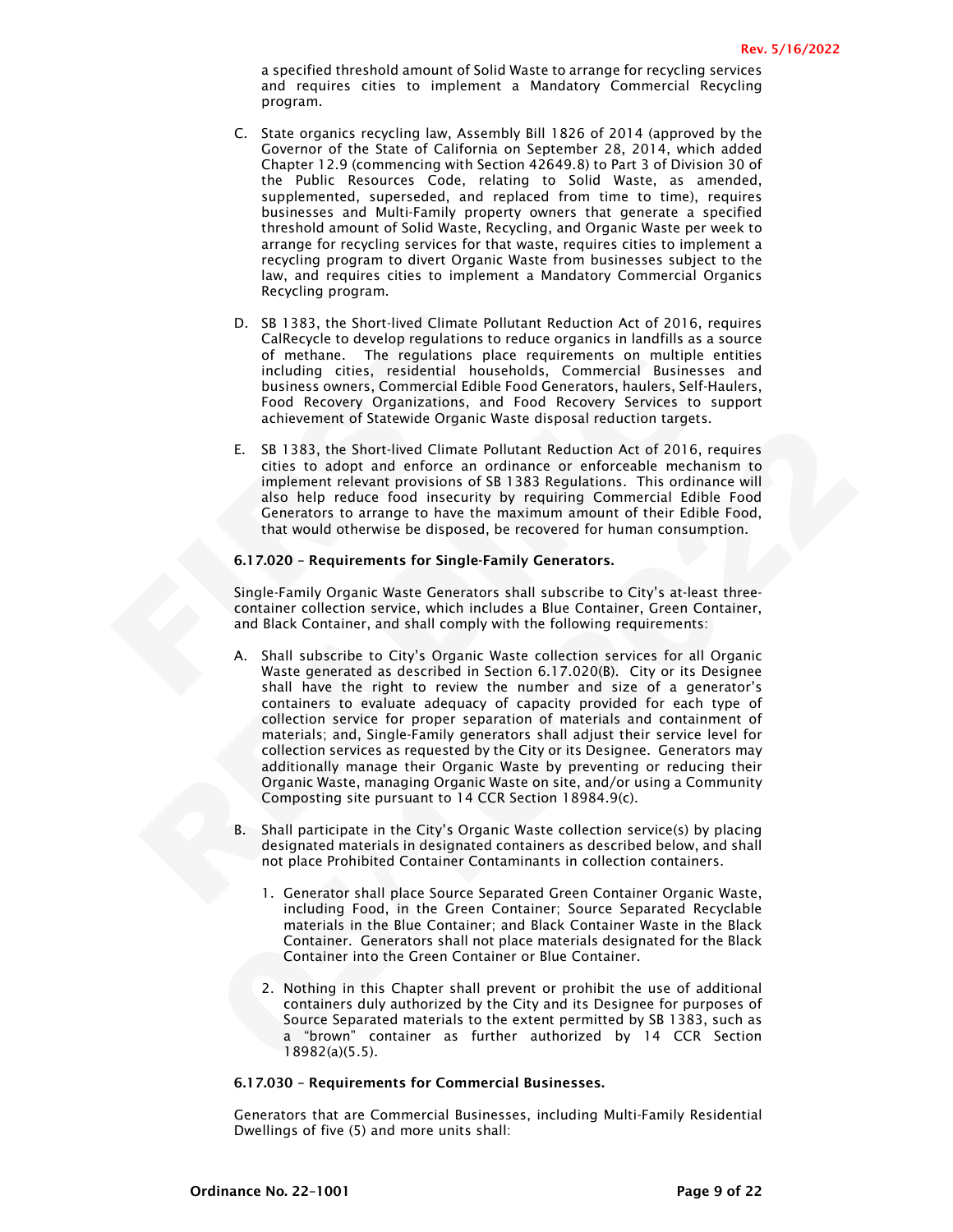a specified threshold amount of Solid Waste to arrange for recycling services and requires cities to implement a Mandatory Commercial Recycling program.

C. State organics recycling law, Assembly Bill 1826 of 2014 (approved by the Governor of the State of California on September 28, 2014, which added Chapter 12.9 (commencing with Section 42649.8) to Part 3 of Division 30 of the Public Resources Code, relating to Solid Waste, as amended, supplemented, superseded, and replaced from time to time), requires businesses and Multi-Family property owners that generate a specified threshold amount of Solid Waste, Recycling, and Organic Waste per week to arrange for recycling services for that waste, requires cities to implement a recycling program to divert Organic Waste from businesses subject to the law, and requires cities to implement a Mandatory Commercial Organics Recycling program.

D. SB 1383, the Short-lived Climate Pollutant Reduction Act of 2016, requires CalRecycle to develop regulations to reduce organics in landfills as a source of methane. The regulations place requirements on multiple entities including cities, residential households, Commercial Businesses and business owners, Commercial Edible Food Generators, haulers, Self-Haulers, Food Recovery Organizations, and Food Recovery Services to support achievement of Statewide Organic Waste disposal reduction targets.

E. SB 1383, the Short-lived Climate Pollutant Reduction Act of 2016, requires cities to adopt and enforce an ordinance or enforceable mechanism to implement relevant provisions of SB 1383 Regulations. This ordinance will also help reduce food insecurity by requiring Commercial Edible Food Generators to arrange to have the maximum amount of their Edible Food, that would otherwise be disposed, be recovered for human consumption.

**6.17.020 – Requirements for Single-Family Generators.**

Single-Family Organic Waste Generators shall subscribe to City's at-least three-container collection service, which includes a Blue Container, Green Container, and Black Container, and shall comply with the following requirements:

A. Shall subscribe to City's Organic Waste collection services for all Organic Waste generated as described in Section 6.17.020(B). City or its Designee shall have the right to review the number and size of a generator's containers to evaluate adequacy of capacity provided for each type of collection service for proper separation of materials and containment of materials; and, Single-Family generators shall adjust their service level for collection services as requested by the City or its Designee. Generators may additionally manage their Organic Waste by preventing or reducing their Organic Waste, managing Organic Waste on site, and/or using a Community Composting site pursuant to 14 CCR Section 18984.9(c).

B. Shall participate in the City's Organic Waste collection service(s) by placing designated materials in designated containers as described below, and shall not place Prohibited Container Contaminants in collection containers.

   1. Generator shall place Source Separated Green Container Organic Waste, including Food, in the Green Container; Source Separated Recyclable materials in the Blue Container; and Black Container Waste in the Black Container. Generators shall not place materials designated for the Black Container into the Green Container or Blue Container.

   2. Nothing in this Chapter shall prevent or prohibit the use of additional containers duly authorized by the City and its Designee for purposes of Source Separated materials to the extent permitted by SB 1383, such as a "brown" container as further authorized by 14 CCR Section 18982(a)(5.5).

**6.17.030 – Requirements for Commercial Businesses.**

Generators that are Commercial Businesses, including Multi-Family Residential Dwellings of five (5) and more units shall: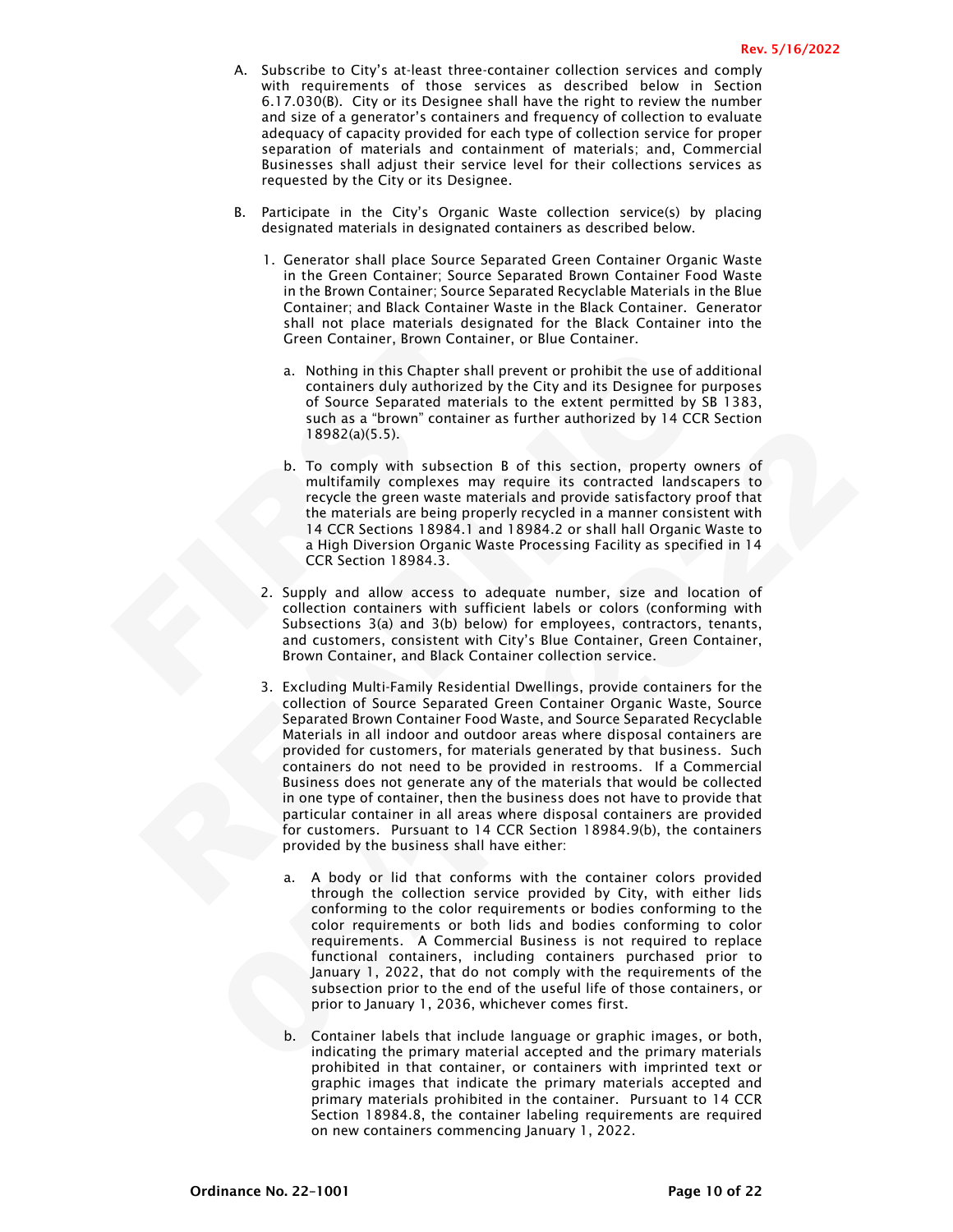A. Subscribe to City's at-least three-container collection services and comply with requirements of those services as described below in Section 6.17.030(B). City or its Designee shall have the right to review the number and size of a generator's containers and frequency of collection to evaluate adequacy of capacity provided for each type of collection service for proper separation of materials and containment of materials; and, Commercial Businesses shall adjust their service level for their collections services as requested by the City or its Designee.

B. Participate in the City's Organic Waste collection service(s) by placing designated materials in designated containers as described below.

1. Generator shall place Source Separated Green Container Organic Waste in the Green Container; Source Separated Brown Container Food Waste in the Brown Container; Source Separated Recyclable Materials in the Blue Container; and Black Container Waste in the Black Container. Generator shall not place materials designated for the Black Container into the Green Container, Brown Container, or Blue Container.

   a. Nothing in this Chapter shall prevent or prohibit the use of additional containers duly authorized by the City and its Designee for purposes of Source Separated materials to the extent permitted by SB 1383, such as a "brown" container as further authorized by 14 CCR Section 18982(a)(5.5).

   b. To comply with subsection B of this section, property owners of multifamily complexes may require its contracted landscapers to recycle the green waste materials and provide satisfactory proof that the materials are being properly recycled in a manner consistent with 14 CCR Sections 18984.1 and 18984.2 or shall hall Organic Waste to a High Diversion Organic Waste Processing Facility as specified in 14 CCR Section 18984.3.

2. Supply and allow access to adequate number, size and location of collection containers with sufficient labels or colors (conforming with Subsections 3(a) and 3(b) below) for employees, contractors, tenants, and customers, consistent with City's Blue Container, Green Container, Brown Container, and Black Container collection service.

3. Excluding Multi-Family Residential Dwellings, provide containers for the collection of Source Separated Green Container Organic Waste, Source Separated Brown Container Food Waste, and Source Separated Recyclable Materials in all indoor and outdoor areas where disposal containers are provided for customers, for materials generated by that business. Such containers do not need to be provided in restrooms. If a Commercial Business does not generate any of the materials that would be collected in one type of container, then the business does not have to provide that particular container in all areas where disposal containers are provided for customers. Pursuant to 14 CCR Section 18984.9(b), the containers provided by the business shall have either:

   a. A body or lid that conforms with the container colors provided through the collection service provided by City, with either lids conforming to the color requirements or bodies conforming to the color requirements or both lids and bodies conforming to color requirements. A Commercial Business is not required to replace functional containers, including containers purchased prior to January 1, 2022, that do not comply with the requirements of the subsection prior to the end of the useful life of those containers, or prior to January 1, 2036, whichever comes first.

   b. Container labels that include language or graphic images, or both, indicating the primary material accepted and the primary materials prohibited in that container, or containers with imprinted text or graphic images that indicate the primary materials accepted and primary materials prohibited in the container. Pursuant to 14 CCR Section 18984.8, the container labeling requirements are required on new containers commencing January 1, 2022.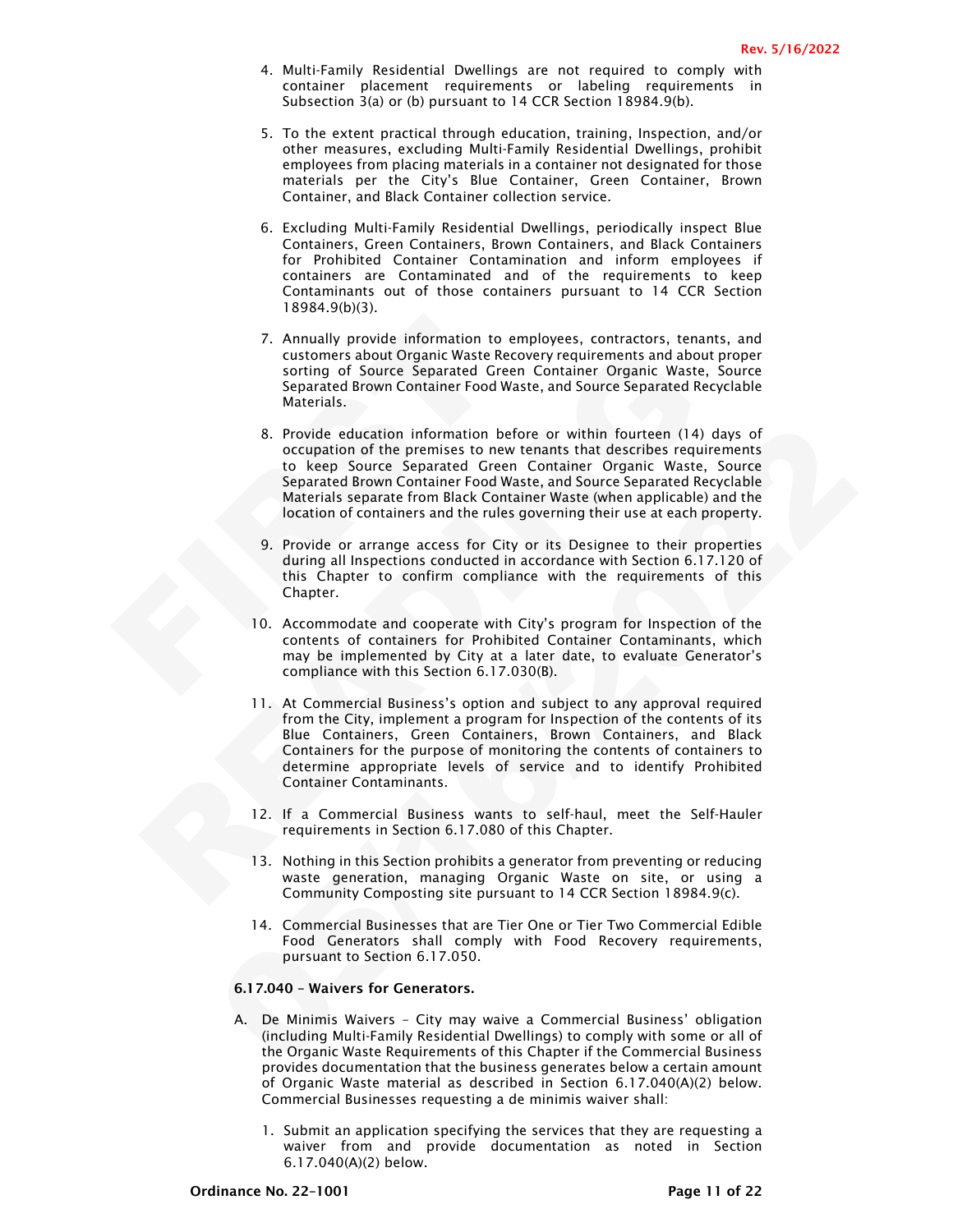4. Multi-Family Residential Dwellings are not required to comply with container placement requirements or labeling requirements in Subsection 3(a) or (b) pursuant to 14 CCR Section 18984.9(b).

5. To the extent practical through education, training, Inspection, and/or other measures, excluding Multi-Family Residential Dwellings, prohibit employees from placing materials in a container not designated for those materials per the City's Blue Container, Green Container, Brown Container, and Black Container collection service.

6. Excluding Multi-Family Residential Dwellings, periodically inspect Blue Containers, Green Containers, Brown Containers, and Black Containers for Prohibited Container Contamination and inform employees if containers are Contaminated and of the requirements to keep Contaminants out of those containers pursuant to 14 CCR Section 18984.9(b)(3).

7. Annually provide information to employees, contractors, tenants, and customers about Organic Waste Recovery requirements and about proper sorting of Source Separated Green Container Organic Waste, Source Separated Brown Container Food Waste, and Source Separated Recyclable Materials.

8. Provide education information before or within fourteen (14) days of occupation of the premises to new tenants that describes requirements to keep Source Separated Green Container Organic Waste, Source Separated Brown Container Food Waste, and Source Separated Recyclable Materials separate from Black Container Waste (when applicable) and the location of containers and the rules governing their use at each property.

9. Provide or arrange access for City or its Designee to their properties during all Inspections conducted in accordance with Section 6.17.120 of this Chapter to confirm compliance with the requirements of this Chapter.

10. Accommodate and cooperate with City's program for Inspection of the contents of containers for Prohibited Container Contaminants, which may be implemented by City at a later date, to evaluate Generator's compliance with this Section 6.17.030(B).

11. At Commercial Business's option and subject to any approval required from the City, implement a program for Inspection of the contents of its Blue Containers, Green Containers, Brown Containers, and Black Containers for the purpose of monitoring the contents of containers to determine appropriate levels of service and to identify Prohibited Container Contaminants.

12. If a Commercial Business wants to self-haul, meet the Self-Hauler requirements in Section 6.17.080 of this Chapter.

13. Nothing in this Section prohibits a generator from preventing or reducing waste generation, managing Organic Waste on site, or using a Community Composting site pursuant to 14 CCR Section 18984.9(c).

14. Commercial Businesses that are Tier One or Tier Two Commercial Edible Food Generators shall comply with Food Recovery requirements, pursuant to Section 6.17.050.

**6.17.040 – Waivers for Generators.**

A. De Minimis Waivers – City may waive a Commercial Business' obligation (including Multi-Family Residential Dwellings) to comply with some or all of the Organic Waste Requirements of this Chapter if the Commercial Business provides documentation that the business generates below a certain amount of Organic Waste material as described in Section 6.17.040(A)(2) below. Commercial Businesses requesting a de minimis waiver shall:

   1. Submit an application specifying the services that they are requesting a waiver from and provide documentation as noted in Section 6.17.040(A)(2) below.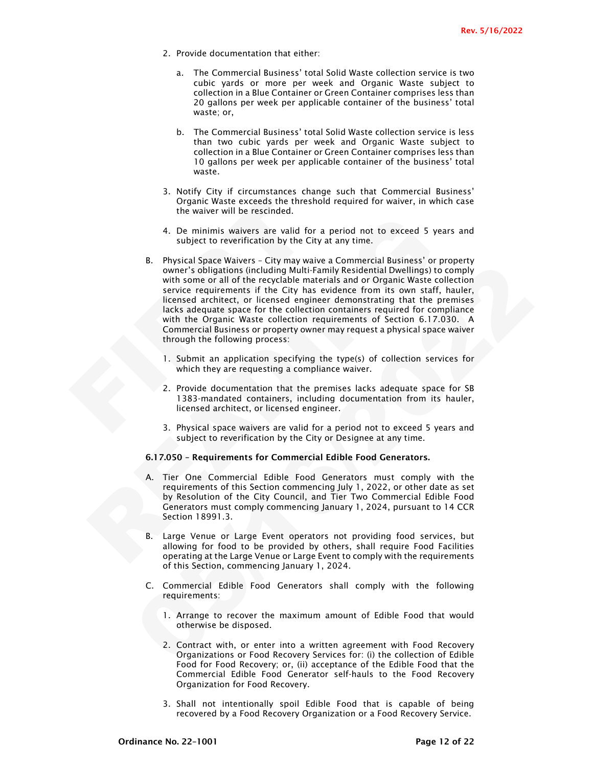2. Provide documentation that either:

   a. The Commercial Business' total Solid Waste collection service is two cubic yards or more per week and Organic Waste subject to collection in a Blue Container or Green Container comprises less than 20 gallons per week per applicable container of the business' total waste; or,

   b. The Commercial Business' total Solid Waste collection service is less than two cubic yards per week and Organic Waste subject to collection in a Blue Container or Green Container comprises less than 10 gallons per week per applicable container of the business' total waste.

3. Notify City if circumstances change such that Commercial Business' Organic Waste exceeds the threshold required for waiver, in which case the waiver will be rescinded.

4. De minimis waivers are valid for a period not to exceed 5 years and subject to reverification by the City at any time.

B. Physical Space Waivers – City may waive a Commercial Business' or property owner's obligations (including Multi-Family Residential Dwellings) to comply with some or all of the recyclable materials and or Organic Waste collection service requirements if the City has evidence from its own staff, hauler, licensed architect, or licensed engineer demonstrating that the premises lacks adequate space for the collection containers required for compliance with the Organic Waste collection requirements of Section 6.17.030. A Commercial Business or property owner may request a physical space waiver through the following process:

   1. Submit an application specifying the type(s) of collection services for which they are requesting a compliance waiver.

   2. Provide documentation that the premises lacks adequate space for SB 1383-mandated containers, including documentation from its hauler, licensed architect, or licensed engineer.

   3. Physical space waivers are valid for a period not to exceed 5 years and subject to reverification by the City or Designee at any time.

**6.17.050 – Requirements for Commercial Edible Food Generators.**

A. Tier One Commercial Edible Food Generators must comply with the requirements of this Section commencing July 1, 2022, or other date as set by Resolution of the City Council, and Tier Two Commercial Edible Food Generators must comply commencing January 1, 2024, pursuant to 14 CCR Section 18991.3.

B. Large Venue or Large Event operators not providing food services, but allowing for food to be provided by others, shall require Food Facilities operating at the Large Venue or Large Event to comply with the requirements of this Section, commencing January 1, 2024.

C. Commercial Edible Food Generators shall comply with the following requirements:

   1. Arrange to recover the maximum amount of Edible Food that would otherwise be disposed.

   2. Contract with, or enter into a written agreement with Food Recovery Organizations or Food Recovery Services for: (i) the collection of Edible Food for Food Recovery; or, (ii) acceptance of the Edible Food that the Commercial Edible Food Generator self-hauls to the Food Recovery Organization for Food Recovery.

   3. Shall not intentionally spoil Edible Food that is capable of being recovered by a Food Recovery Organization or a Food Recovery Service.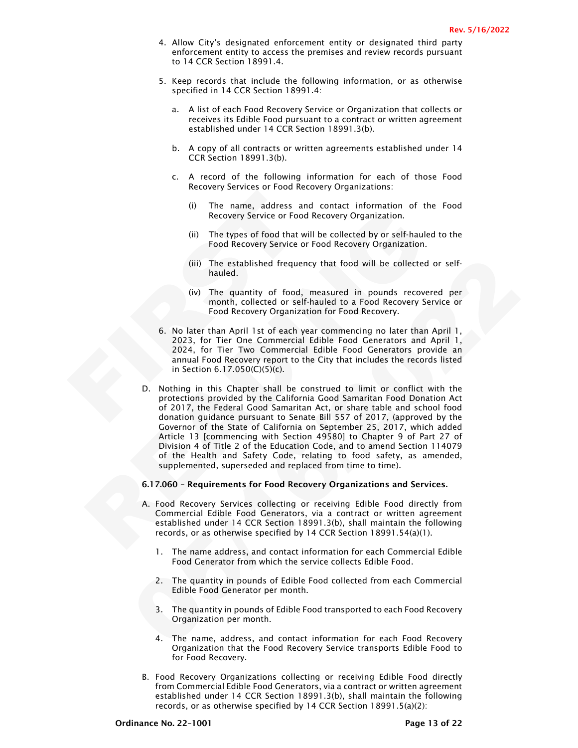4. Allow City's designated enforcement entity or designated third party enforcement entity to access the premises and review records pursuant to 14 CCR Section 18991.4.

5. Keep records that include the following information, or as otherwise specified in 14 CCR Section 18991.4:

   a. A list of each Food Recovery Service or Organization that collects or receives its Edible Food pursuant to a contract or written agreement established under 14 CCR Section 18991.3(b).

   b. A copy of all contracts or written agreements established under 14 CCR Section 18991.3(b).

   c. A record of the following information for each of those Food Recovery Services or Food Recovery Organizations:

      (i) The name, address and contact information of the Food Recovery Service or Food Recovery Organization.

      (ii) The types of food that will be collected by or self-hauled to the Food Recovery Service or Food Recovery Organization.

      (iii) The established frequency that food will be collected or self-hauled.

      (iv) The quantity of food, measured in pounds recovered per month, collected or self-hauled to a Food Recovery Service or Food Recovery Organization for Food Recovery.

6. No later than April 1st of each year commencing no later than April 1, 2023, for Tier One Commercial Edible Food Generators and April 1, 2024, for Tier Two Commercial Edible Food Generators provide an annual Food Recovery report to the City that includes the records listed in Section 6.17.050(C)(5)(c).

D. Nothing in this Chapter shall be construed to limit or conflict with the protections provided by the California Good Samaritan Food Donation Act of 2017, the Federal Good Samaritan Act, or share table and school food donation guidance pursuant to Senate Bill 557 of 2017, (approved by the Governor of the State of California on September 25, 2017, which added Article 13 [commencing with Section 49580] to Chapter 9 of Part 27 of Division 4 of Title 2 of the Education Code, and to amend Section 114079 of the Health and Safety Code, relating to food safety, as amended, supplemented, superseded and replaced from time to time).

**6.17.060 – Requirements for Food Recovery Organizations and Services.**

A. Food Recovery Services collecting or receiving Edible Food directly from Commercial Edible Food Generators, via a contract or written agreement established under 14 CCR Section 18991.3(b), shall maintain the following records, or as otherwise specified by 14 CCR Section 18991.54(a)(1).

   1. The name address, and contact information for each Commercial Edible Food Generator from which the service collects Edible Food.

   2. The quantity in pounds of Edible Food collected from each Commercial Edible Food Generator per month.

   3. The quantity in pounds of Edible Food transported to each Food Recovery Organization per month.

   4. The name, address, and contact information for each Food Recovery Organization that the Food Recovery Service transports Edible Food to for Food Recovery.

B. Food Recovery Organizations collecting or receiving Edible Food directly from Commercial Edible Food Generators, via a contract or written agreement established under 14 CCR Section 18991.3(b), shall maintain the following records, or as otherwise specified by 14 CCR Section 18991.5(a)(2):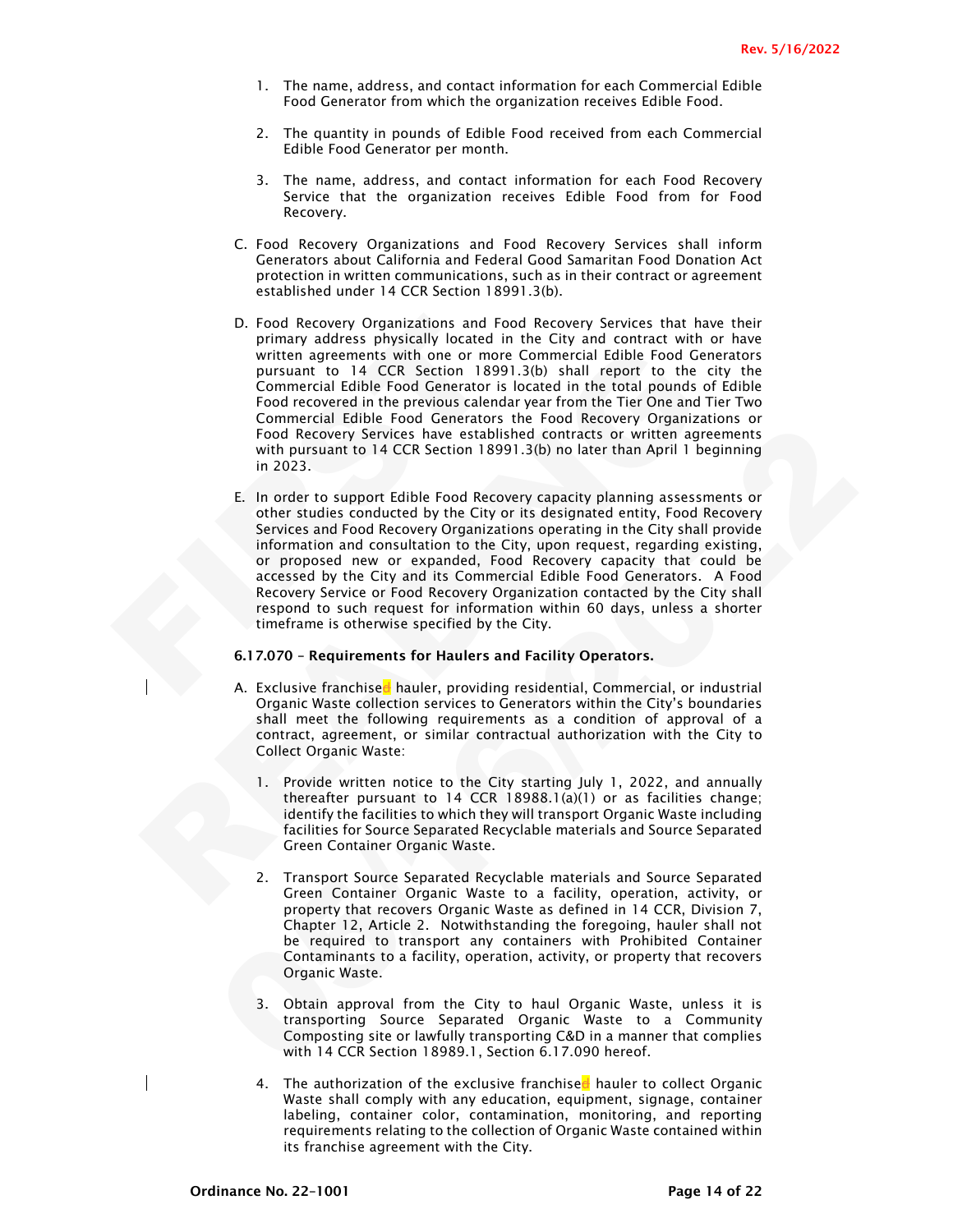1. The name, address, and contact information for each Commercial Edible Food Generator from which the organization receives Edible Food.

2. The quantity in pounds of Edible Food received from each Commercial Edible Food Generator per month.

3. The name, address, and contact information for each Food Recovery Service that the organization receives Edible Food from for Food Recovery.

C. Food Recovery Organizations and Food Recovery Services shall inform Generators about California and Federal Good Samaritan Food Donation Act protection in written communications, such as in their contract or agreement established under 14 CCR Section 18991.3(b).

D. Food Recovery Organizations and Food Recovery Services that have their primary address physically located in the City and contract with or have written agreements with one or more Commercial Edible Food Generators pursuant to 14 CCR Section 18991.3(b) shall report to the city the Commercial Edible Food Generator is located in the total pounds of Edible Food recovered in the previous calendar year from the Tier One and Tier Two Commercial Edible Food Generators the Food Recovery Organizations or Food Recovery Services have established contracts or written agreements with pursuant to 14 CCR Section 18991.3(b) no later than April 1 beginning in 2023.

E. In order to support Edible Food Recovery capacity planning assessments or other studies conducted by the City or its designated entity, Food Recovery Services and Food Recovery Organizations operating in the City shall provide information and consultation to the City, upon request, regarding existing, or proposed new or expanded, Food Recovery capacity that could be accessed by the City and its Commercial Edible Food Generators. A Food Recovery Service or Food Recovery Organization contacted by the City shall respond to such request for information within 60 days, unless a shorter timeframe is otherwise specified by the City.

**6.17.070 – Requirements for Haulers and Facility Operators.**

A. Exclusive franchised hauler, providing residential, Commercial, or industrial Organic Waste collection services to Generators within the City's boundaries shall meet the following requirements as a condition of approval of a contract, agreement, or similar contractual authorization with the City to Collect Organic Waste:

1. Provide written notice to the City starting July 1, 2022, and annually thereafter pursuant to 14 CCR 18988.1(a)(1) or as facilities change; identify the facilities to which they will transport Organic Waste including facilities for Source Separated Recyclable materials and Source Separated Green Container Organic Waste.

2. Transport Source Separated Recyclable materials and Source Separated Green Container Organic Waste to a facility, operation, activity, or property that recovers Organic Waste as defined in 14 CCR, Division 7, Chapter 12, Article 2. Notwithstanding the foregoing, hauler shall not be required to transport any containers with Prohibited Container Contaminants to a facility, operation, activity, or property that recovers Organic Waste.

3. Obtain approval from the City to haul Organic Waste, unless it is transporting Source Separated Organic Waste to a Community Composting site or lawfully transporting C&D in a manner that complies with 14 CCR Section 18989.1, Section 6.17.090 hereof.

4. The authorization of the exclusive franchised hauler to collect Organic Waste shall comply with any education, equipment, signage, container labeling, container color, contamination, monitoring, and reporting requirements relating to the collection of Organic Waste contained within its franchise agreement with the City.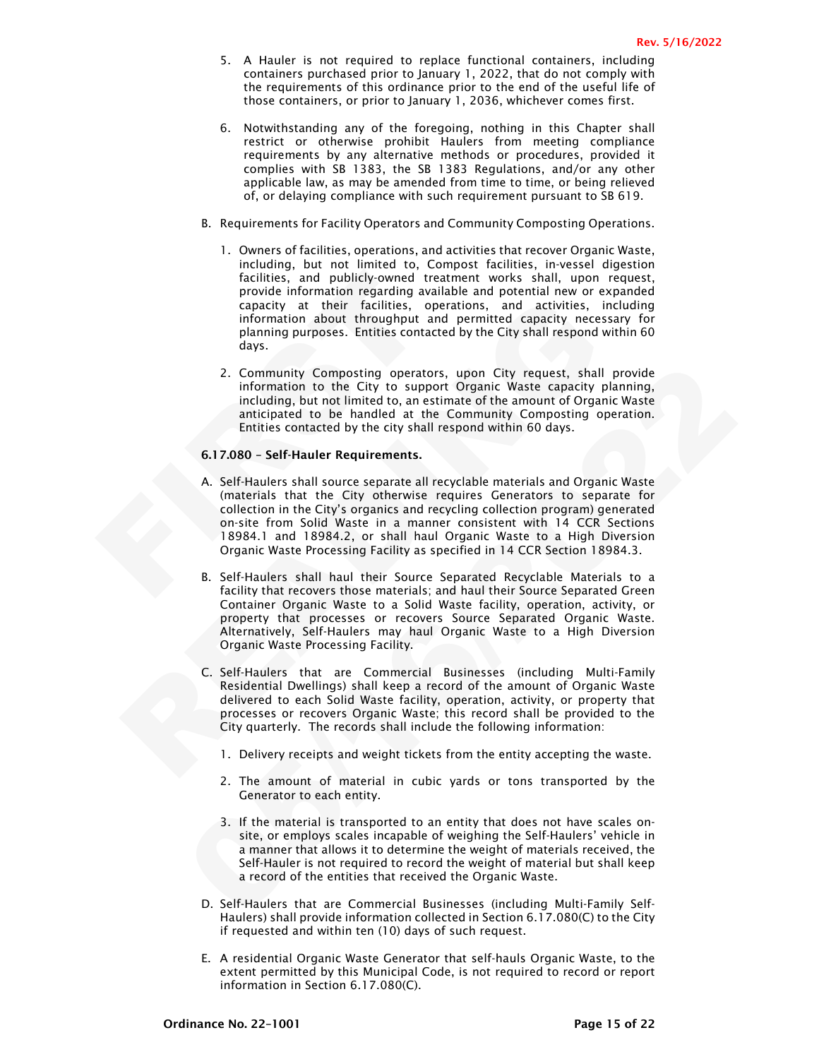5. A Hauler is not required to replace functional containers, including containers purchased prior to January 1, 2022, that do not comply with the requirements of this ordinance prior to the end of the useful life of those containers, or prior to January 1, 2036, whichever comes first.

6. Notwithstanding any of the foregoing, nothing in this Chapter shall restrict or otherwise prohibit Haulers from meeting compliance requirements by any alternative methods or procedures, provided it complies with SB 1383, the SB 1383 Regulations, and/or any other applicable law, as may be amended from time to time, or being relieved of, or delaying compliance with such requirement pursuant to SB 619.

B. Requirements for Facility Operators and Community Composting Operations.

1. Owners of facilities, operations, and activities that recover Organic Waste, including, but not limited to, Compost facilities, in-vessel digestion facilities, and publicly-owned treatment works shall, upon request, provide information regarding available and potential new or expanded capacity at their facilities, operations, and activities, including information about throughput and permitted capacity necessary for planning purposes. Entities contacted by the City shall respond within 60 days.

2. Community Composting operators, upon City request, shall provide information to the City to support Organic Waste capacity planning, including, but not limited to, an estimate of the amount of Organic Waste anticipated to be handled at the Community Composting operation. Entities contacted by the city shall respond within 60 days.

**6.17.080 – Self-Hauler Requirements.**

A. Self-Haulers shall source separate all recyclable materials and Organic Waste (materials that the City otherwise requires Generators to separate for collection in the City's organics and recycling collection program) generated on-site from Solid Waste in a manner consistent with 14 CCR Sections 18984.1 and 18984.2, or shall haul Organic Waste to a High Diversion Organic Waste Processing Facility as specified in 14 CCR Section 18984.3.

B. Self-Haulers shall haul their Source Separated Recyclable Materials to a facility that recovers those materials; and haul their Source Separated Green Container Organic Waste to a Solid Waste facility, operation, activity, or property that processes or recovers Source Separated Organic Waste. Alternatively, Self-Haulers may haul Organic Waste to a High Diversion Organic Waste Processing Facility.

C. Self-Haulers that are Commercial Businesses (including Multi-Family Residential Dwellings) shall keep a record of the amount of Organic Waste delivered to each Solid Waste facility, operation, activity, or property that processes or recovers Organic Waste; this record shall be provided to the City quarterly. The records shall include the following information:

1. Delivery receipts and weight tickets from the entity accepting the waste.

2. The amount of material in cubic yards or tons transported by the Generator to each entity.

3. If the material is transported to an entity that does not have scales on-site, or employs scales incapable of weighing the Self-Haulers' vehicle in a manner that allows it to determine the weight of materials received, the Self-Hauler is not required to record the weight of material but shall keep a record of the entities that received the Organic Waste.

D. Self-Haulers that are Commercial Businesses (including Multi-Family Self-Haulers) shall provide information collected in Section 6.17.080(C) to the City if requested and within ten (10) days of such request.

E. A residential Organic Waste Generator that self-hauls Organic Waste, to the extent permitted by this Municipal Code, is not required to record or report information in Section 6.17.080(C).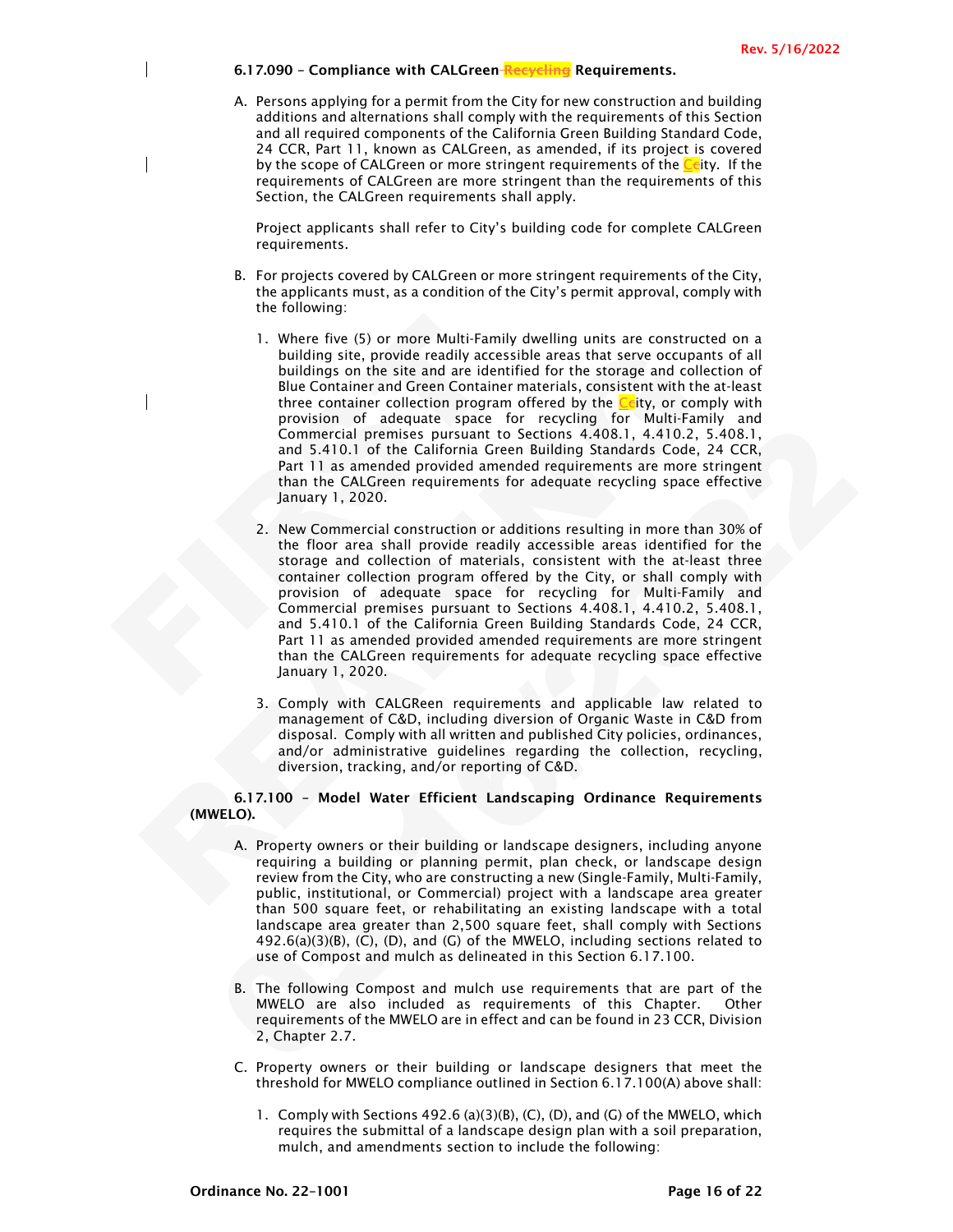**6.17.090 – Compliance with CALGreen ~~Recycling~~ Requirements.**

A. Persons applying for a permit from the City for new construction and building additions and alternations shall comply with the requirements of this Section and all required components of the California Green Building Standard Code, 24 CCR, Part 11, known as CALGreen, as amended, if its project is covered by the scope of CALGreen or more stringent requirements of the Ccity. If the requirements of CALGreen are more stringent than the requirements of this Section, the CALGreen requirements shall apply.

   Project applicants shall refer to City's building code for complete CALGreen requirements.

B. For projects covered by CALGreen or more stringent requirements of the City, the applicants must, as a condition of the City's permit approval, comply with the following:

   1. Where five (5) or more Multi-Family dwelling units are constructed on a building site, provide readily accessible areas that serve occupants of all buildings on the site and are identified for the storage and collection of Blue Container and Green Container materials, consistent with the at-least three container collection program offered by the Ccity, or comply with provision of adequate space for recycling for Multi-Family and Commercial premises pursuant to Sections 4.408.1, 4.410.2, 5.408.1, and 5.410.1 of the California Green Building Standards Code, 24 CCR, Part 11 as amended provided amended requirements are more stringent than the CALGreen requirements for adequate recycling space effective January 1, 2020.

   2. New Commercial construction or additions resulting in more than 30% of the floor area shall provide readily accessible areas identified for the storage and collection of materials, consistent with the at-least three container collection program offered by the City, or shall comply with provision of adequate space for recycling for Multi-Family and Commercial premises pursuant to Sections 4.408.1, 4.410.2, 5.408.1, and 5.410.1 of the California Green Building Standards Code, 24 CCR, Part 11 as amended provided amended requirements are more stringent than the CALGreen requirements for adequate recycling space effective January 1, 2020.

   3. Comply with CALGReen requirements and applicable law related to management of C&D, including diversion of Organic Waste in C&D from disposal. Comply with all written and published City policies, ordinances, and/or administrative guidelines regarding the collection, recycling, diversion, tracking, and/or reporting of C&D.

**6.17.100 – Model Water Efficient Landscaping Ordinance Requirements (MWELO).**

A. Property owners or their building or landscape designers, including anyone requiring a building or planning permit, plan check, or landscape design review from the City, who are constructing a new (Single-Family, Multi-Family, public, institutional, or Commercial) project with a landscape area greater than 500 square feet, or rehabilitating an existing landscape with a total landscape area greater than 2,500 square feet, shall comply with Sections 492.6(a)(3)(B), (C), (D), and (G) of the MWELO, including sections related to use of Compost and mulch as delineated in this Section 6.17.100.

B. The following Compost and mulch use requirements that are part of the MWELO are also included as requirements of this Chapter. Other requirements of the MWELO are in effect and can be found in 23 CCR, Division 2, Chapter 2.7.

C. Property owners or their building or landscape designers that meet the threshold for MWELO compliance outlined in Section 6.17.100(A) above shall:

   1. Comply with Sections 492.6 (a)(3)(B), (C), (D), and (G) of the MWELO, which requires the submittal of a landscape design plan with a soil preparation, mulch, and amendments section to include the following: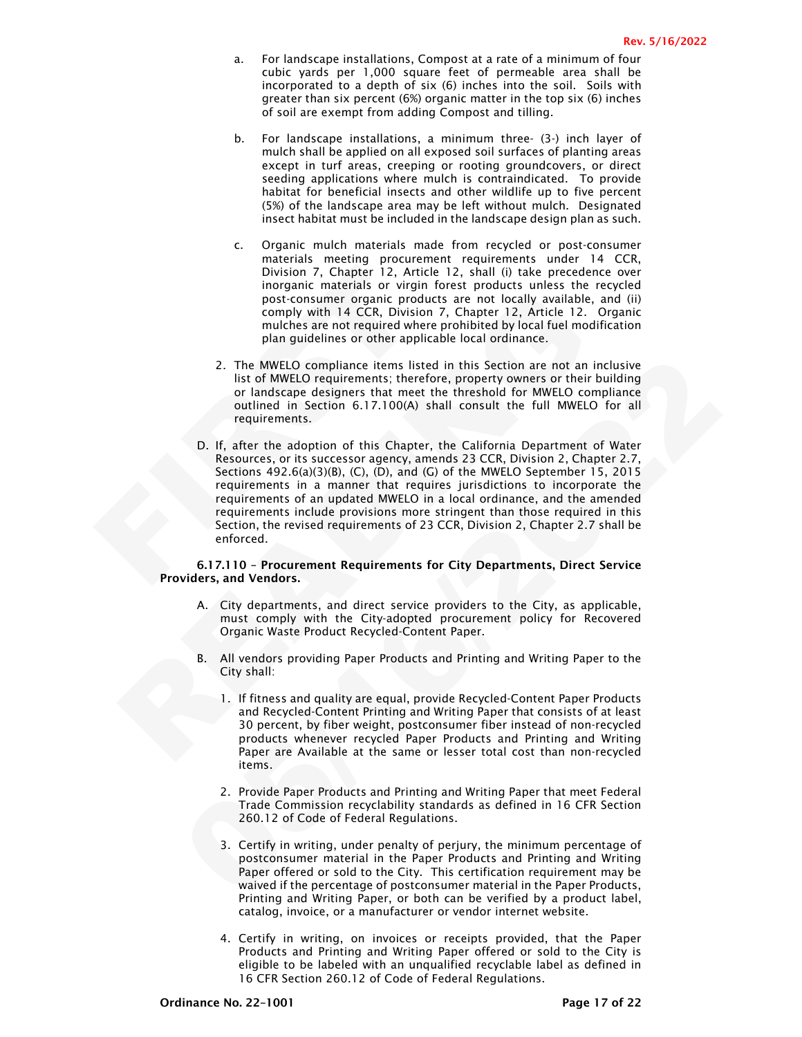a. For landscape installations, Compost at a rate of a minimum of four cubic yards per 1,000 square feet of permeable area shall be incorporated to a depth of six (6) inches into the soil. Soils with greater than six percent (6%) organic matter in the top six (6) inches of soil are exempt from adding Compost and tilling.

b. For landscape installations, a minimum three- (3-) inch layer of mulch shall be applied on all exposed soil surfaces of planting areas except in turf areas, creeping or rooting groundcovers, or direct seeding applications where mulch is contraindicated. To provide habitat for beneficial insects and other wildlife up to five percent (5%) of the landscape area may be left without mulch. Designated insect habitat must be included in the landscape design plan as such.

c. Organic mulch materials made from recycled or post-consumer materials meeting procurement requirements under 14 CCR, Division 7, Chapter 12, Article 12, shall (i) take precedence over inorganic materials or virgin forest products unless the recycled post-consumer organic products are not locally available, and (ii) comply with 14 CCR, Division 7, Chapter 12, Article 12. Organic mulches are not required where prohibited by local fuel modification plan guidelines or other applicable local ordinance.

2. The MWELO compliance items listed in this Section are not an inclusive list of MWELO requirements; therefore, property owners or their building or landscape designers that meet the threshold for MWELO compliance outlined in Section 6.17.100(A) shall consult the full MWELO for all requirements.

D. If, after the adoption of this Chapter, the California Department of Water Resources, or its successor agency, amends 23 CCR, Division 2, Chapter 2.7, Sections 492.6(a)(3)(B), (C), (D), and (G) of the MWELO September 15, 2015 requirements in a manner that requires jurisdictions to incorporate the requirements of an updated MWELO in a local ordinance, and the amended requirements include provisions more stringent than those required in this Section, the revised requirements of 23 CCR, Division 2, Chapter 2.7 shall be enforced.

**6.17.110 – Procurement Requirements for City Departments, Direct Service Providers, and Vendors.**

A. City departments, and direct service providers to the City, as applicable, must comply with the City-adopted procurement policy for Recovered Organic Waste Product Recycled-Content Paper.

B. All vendors providing Paper Products and Printing and Writing Paper to the City shall:

1. If fitness and quality are equal, provide Recycled-Content Paper Products and Recycled-Content Printing and Writing Paper that consists of at least 30 percent, by fiber weight, postconsumer fiber instead of non-recycled products whenever recycled Paper Products and Printing and Writing Paper are Available at the same or lesser total cost than non-recycled items.

2. Provide Paper Products and Printing and Writing Paper that meet Federal Trade Commission recyclability standards as defined in 16 CFR Section 260.12 of Code of Federal Regulations.

3. Certify in writing, under penalty of perjury, the minimum percentage of postconsumer material in the Paper Products and Printing and Writing Paper offered or sold to the City. This certification requirement may be waived if the percentage of postconsumer material in the Paper Products, Printing and Writing Paper, or both can be verified by a product label, catalog, invoice, or a manufacturer or vendor internet website.

4. Certify in writing, on invoices or receipts provided, that the Paper Products and Printing and Writing Paper offered or sold to the City is eligible to be labeled with an unqualified recyclable label as defined in 16 CFR Section 260.12 of Code of Federal Regulations.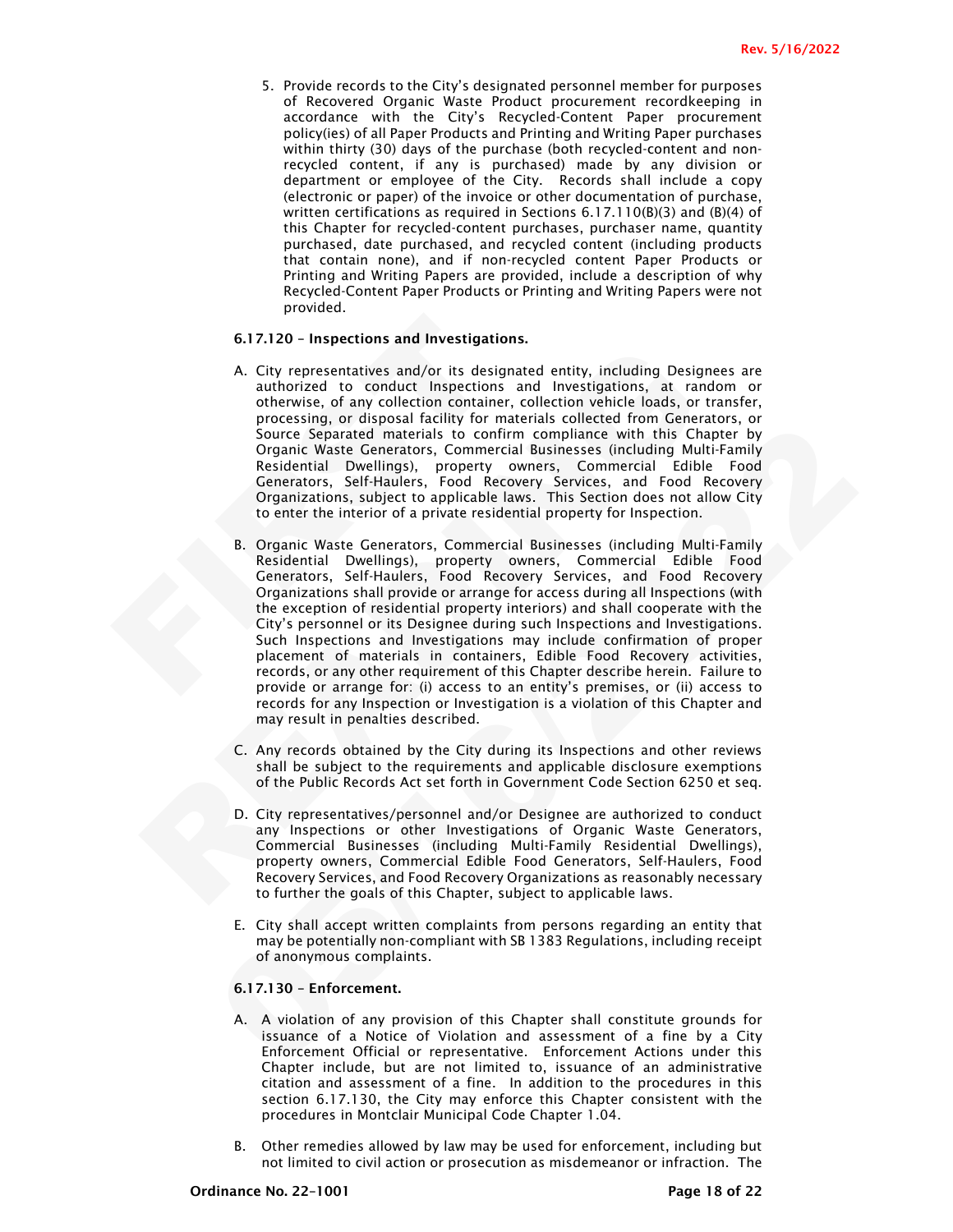5. Provide records to the City's designated personnel member for purposes of Recovered Organic Waste Product procurement recordkeeping in accordance with the City's Recycled-Content Paper procurement policy(ies) of all Paper Products and Printing and Writing Paper purchases within thirty (30) days of the purchase (both recycled-content and non-recycled content, if any is purchased) made by any division or department or employee of the City. Records shall include a copy (electronic or paper) of the invoice or other documentation of purchase, written certifications as required in Sections 6.17.110(B)(3) and (B)(4) of this Chapter for recycled-content purchases, purchaser name, quantity purchased, date purchased, and recycled content (including products that contain none), and if non-recycled content Paper Products or Printing and Writing Papers are provided, include a description of why Recycled-Content Paper Products or Printing and Writing Papers were not provided.

**6.17.120 – Inspections and Investigations.**

A. City representatives and/or its designated entity, including Designees are authorized to conduct Inspections and Investigations, at random or otherwise, of any collection container, collection vehicle loads, or transfer, processing, or disposal facility for materials collected from Generators, or Source Separated materials to confirm compliance with this Chapter by Organic Waste Generators, Commercial Businesses (including Multi-Family Residential Dwellings), property owners, Commercial Edible Food Generators, Self-Haulers, Food Recovery Services, and Food Recovery Organizations, subject to applicable laws. This Section does not allow City to enter the interior of a private residential property for Inspection.

B. Organic Waste Generators, Commercial Businesses (including Multi-Family Residential Dwellings), property owners, Commercial Edible Food Generators, Self-Haulers, Food Recovery Services, and Food Recovery Organizations shall provide or arrange for access during all Inspections (with the exception of residential property interiors) and shall cooperate with the City's personnel or its Designee during such Inspections and Investigations. Such Inspections and Investigations may include confirmation of proper placement of materials in containers, Edible Food Recovery activities, records, or any other requirement of this Chapter describe herein. Failure to provide or arrange for: (i) access to an entity's premises, or (ii) access to records for any Inspection or Investigation is a violation of this Chapter and may result in penalties described.

C. Any records obtained by the City during its Inspections and other reviews shall be subject to the requirements and applicable disclosure exemptions of the Public Records Act set forth in Government Code Section 6250 et seq.

D. City representatives/personnel and/or Designee are authorized to conduct any Inspections or other Investigations of Organic Waste Generators, Commercial Businesses (including Multi-Family Residential Dwellings), property owners, Commercial Edible Food Generators, Self-Haulers, Food Recovery Services, and Food Recovery Organizations as reasonably necessary to further the goals of this Chapter, subject to applicable laws.

E. City shall accept written complaints from persons regarding an entity that may be potentially non-compliant with SB 1383 Regulations, including receipt of anonymous complaints.

**6.17.130 – Enforcement.**

A. A violation of any provision of this Chapter shall constitute grounds for issuance of a Notice of Violation and assessment of a fine by a City Enforcement Official or representative. Enforcement Actions under this Chapter include, but are not limited to, issuance of an administrative citation and assessment of a fine. In addition to the procedures in this section 6.17.130, the City may enforce this Chapter consistent with the procedures in Montclair Municipal Code Chapter 1.04.

B. Other remedies allowed by law may be used for enforcement, including but not limited to civil action or prosecution as misdemeanor or infraction. The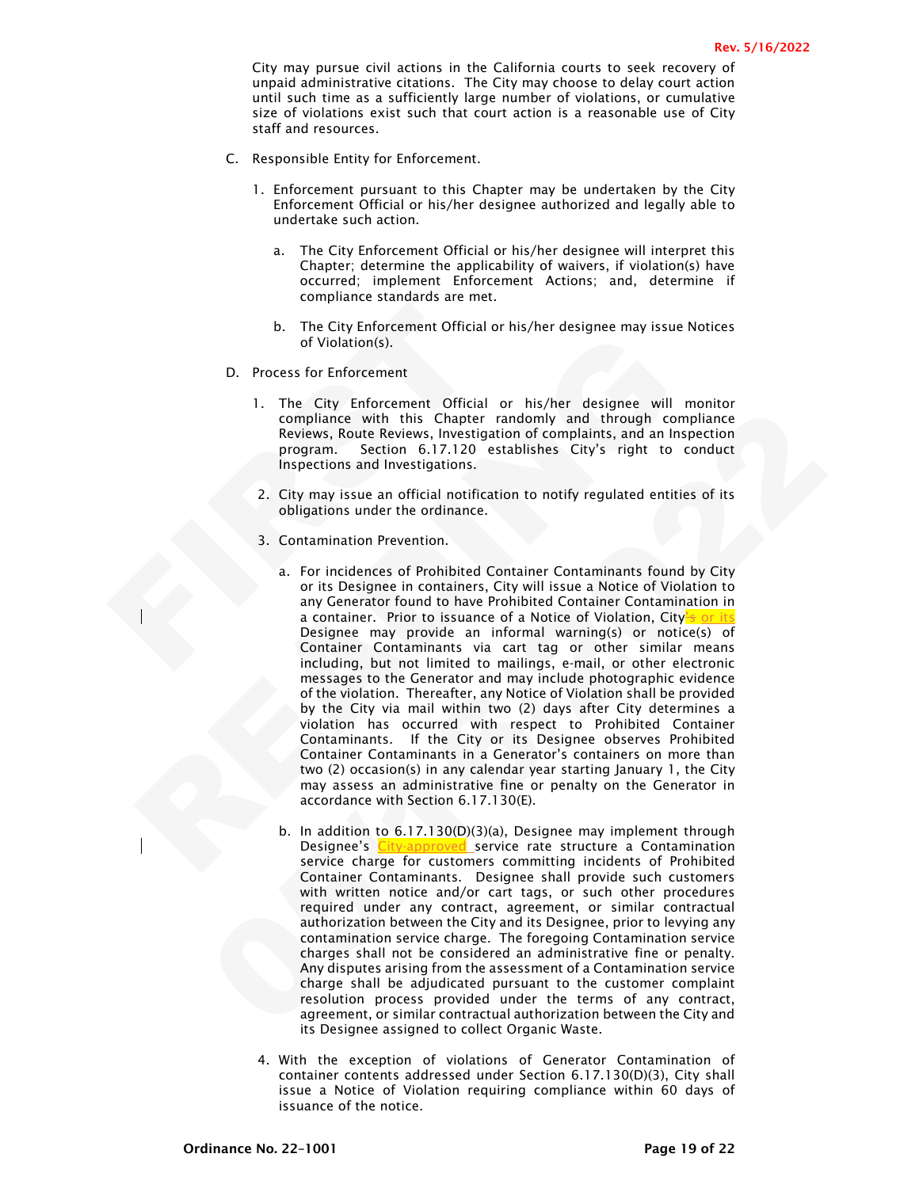City may pursue civil actions in the California courts to seek recovery of unpaid administrative citations. The City may choose to delay court action until such time as a sufficiently large number of violations, or cumulative size of violations exist such that court action is a reasonable use of City staff and resources.

C. Responsible Entity for Enforcement.

   1. Enforcement pursuant to this Chapter may be undertaken by the City Enforcement Official or his/her designee authorized and legally able to undertake such action.

      a. The City Enforcement Official or his/her designee will interpret this Chapter; determine the applicability of waivers, if violation(s) have occurred; implement Enforcement Actions; and, determine if compliance standards are met.

      b. The City Enforcement Official or his/her designee may issue Notices of Violation(s).

D. Process for Enforcement

   1. The City Enforcement Official or his/her designee will monitor compliance with this Chapter randomly and through compliance Reviews, Route Reviews, Investigation of complaints, and an Inspection program. Section 6.17.120 establishes City's right to conduct Inspections and Investigations.

   2. City may issue an official notification to notify regulated entities of its obligations under the ordinance.

   3. Contamination Prevention.

      a. For incidences of Prohibited Container Contaminants found by City or its Designee in containers, City will issue a Notice of Violation to any Generator found to have Prohibited Container Contamination in a container. Prior to issuance of a Notice of Violation, City~~'s~~ or its Designee may provide an informal warning(s) or notice(s) of Container Contaminants via cart tag or other similar means including, but not limited to mailings, e-mail, or other electronic messages to the Generator and may include photographic evidence of the violation. Thereafter, any Notice of Violation shall be provided by the City via mail within two (2) days after City determines a violation has occurred with respect to Prohibited Container Contaminants. If the City or its Designee observes Prohibited Container Contaminants in a Generator's containers on more than two (2) occasion(s) in any calendar year starting January 1, the City may assess an administrative fine or penalty on the Generator in accordance with Section 6.17.130(E).

      b. In addition to 6.17.130(D)(3)(a), Designee may implement through Designee's City-approved service rate structure a Contamination service charge for customers committing incidents of Prohibited Container Contaminants. Designee shall provide such customers with written notice and/or cart tags, or such other procedures required under any contract, agreement, or similar contractual authorization between the City and its Designee, prior to levying any contamination service charge. The foregoing Contamination service charges shall not be considered an administrative fine or penalty. Any disputes arising from the assessment of a Contamination service charge shall be adjudicated pursuant to the customer complaint resolution process provided under the terms of any contract, agreement, or similar contractual authorization between the City and its Designee assigned to collect Organic Waste.

   4. With the exception of violations of Generator Contamination of container contents addressed under Section 6.17.130(D)(3), City shall issue a Notice of Violation requiring compliance within 60 days of issuance of the notice.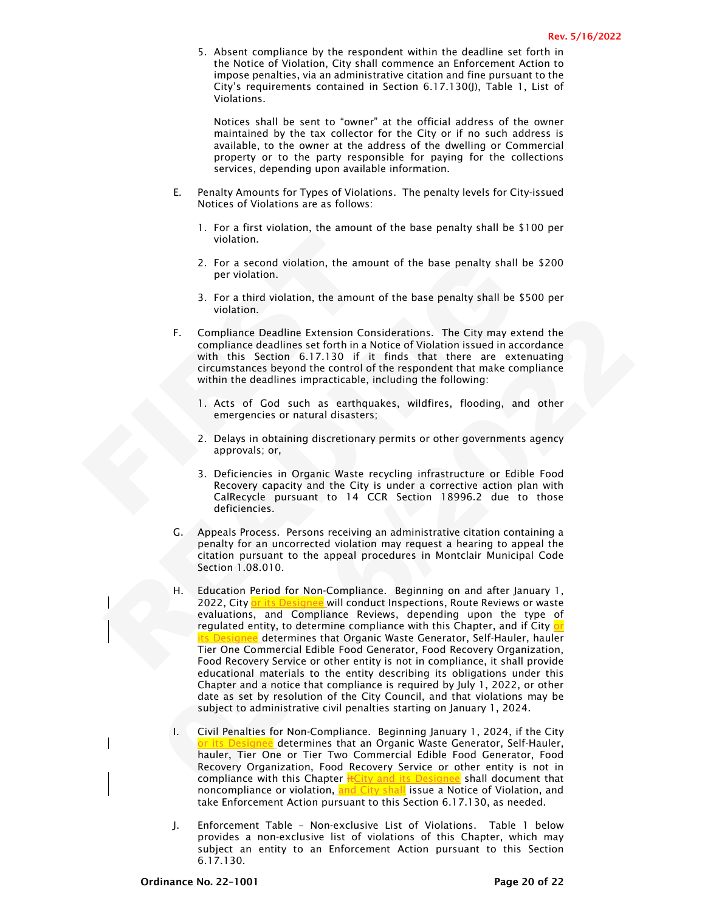5. Absent compliance by the respondent within the deadline set forth in the Notice of Violation, City shall commence an Enforcement Action to impose penalties, via an administrative citation and fine pursuant to the City's requirements contained in Section 6.17.130(J), Table 1, List of Violations.

   Notices shall be sent to "owner" at the official address of the owner maintained by the tax collector for the City or if no such address is available, to the owner at the address of the dwelling or Commercial property or to the party responsible for paying for the collections services, depending upon available information.

E. Penalty Amounts for Types of Violations. The penalty levels for City-issued Notices of Violations are as follows:

   1. For a first violation, the amount of the base penalty shall be $100 per violation.

   2. For a second violation, the amount of the base penalty shall be $200 per violation.

   3. For a third violation, the amount of the base penalty shall be $500 per violation.

F. Compliance Deadline Extension Considerations. The City may extend the compliance deadlines set forth in a Notice of Violation issued in accordance with this Section 6.17.130 if it finds that there are extenuating circumstances beyond the control of the respondent that make compliance within the deadlines impracticable, including the following:

   1. Acts of God such as earthquakes, wildfires, flooding, and other emergencies or natural disasters;

   2. Delays in obtaining discretionary permits or other governments agency approvals; or,

   3. Deficiencies in Organic Waste recycling infrastructure or Edible Food Recovery capacity and the City is under a corrective action plan with CalRecycle pursuant to 14 CCR Section 18996.2 due to those deficiencies.

G. Appeals Process. Persons receiving an administrative citation containing a penalty for an uncorrected violation may request a hearing to appeal the citation pursuant to the appeal procedures in Montclair Municipal Code Section 1.08.010.

H. Education Period for Non-Compliance. Beginning on and after January 1, 2022, City or its Designee will conduct Inspections, Route Reviews or waste evaluations, and Compliance Reviews, depending upon the type of regulated entity, to determine compliance with this Chapter, and if City or its Designee determines that Organic Waste Generator, Self-Hauler, hauler Tier One Commercial Edible Food Generator, Food Recovery Organization, Food Recovery Service or other entity is not in compliance, it shall provide educational materials to the entity describing its obligations under this Chapter and a notice that compliance is required by July 1, 2022, or other date as set by resolution of the City Council, and that violations may be subject to administrative civil penalties starting on January 1, 2024.

I. Civil Penalties for Non-Compliance. Beginning January 1, 2024, if the City or its Designee determines that an Organic Waste Generator, Self-Hauler, hauler, Tier One or Tier Two Commercial Edible Food Generator, Food Recovery Organization, Food Recovery Service or other entity is not in compliance with this Chapter ~~it~~City and its Designee shall document that noncompliance or violation, and City shall issue a Notice of Violation, and take Enforcement Action pursuant to this Section 6.17.130, as needed.

J. Enforcement Table – Non-exclusive List of Violations. Table 1 below provides a non-exclusive list of violations of this Chapter, which may subject an entity to an Enforcement Action pursuant to this Section 6.17.130.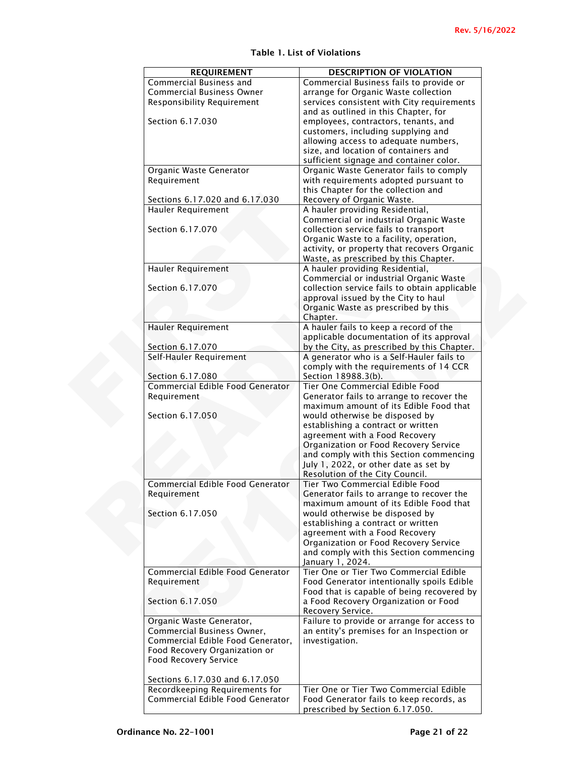**Table 1. List of Violations**

| REQUIREMENT | DESCRIPTION OF VIOLATION |
| --- | --- |
| Commercial Business and Commercial Business Owner Responsibility Requirement<br><br>Section 6.17.030 | Commercial Business fails to provide or arrange for Organic Waste collection services consistent with City requirements and as outlined in this Chapter, for employees, contractors, tenants, and customers, including supplying and allowing access to adequate numbers, size, and location of containers and sufficient signage and container color. |
| Organic Waste Generator Requirement<br><br>Sections 6.17.020 and 6.17.030 | Organic Waste Generator fails to comply with requirements adopted pursuant to this Chapter for the collection and Recovery of Organic Waste. |
| Hauler Requirement<br><br>Section 6.17.070 | A hauler providing Residential, Commercial or industrial Organic Waste collection service fails to transport Organic Waste to a facility, operation, activity, or property that recovers Organic Waste, as prescribed by this Chapter. |
| Hauler Requirement<br><br>Section 6.17.070 | A hauler providing Residential, Commercial or industrial Organic Waste collection service fails to obtain applicable approval issued by the City to haul Organic Waste as prescribed by this Chapter. |
| Hauler Requirement<br><br>Section 6.17.070 | A hauler fails to keep a record of the applicable documentation of its approval by the City, as prescribed by this Chapter. |
| Self-Hauler Requirement<br><br>Section 6.17.080 | A generator who is a Self-Hauler fails to comply with the requirements of 14 CCR Section 18988.3(b). |
| Commercial Edible Food Generator Requirement<br><br>Section 6.17.050 | Tier One Commercial Edible Food Generator fails to arrange to recover the maximum amount of its Edible Food that would otherwise be disposed by establishing a contract or written agreement with a Food Recovery Organization or Food Recovery Service and comply with this Section commencing July 1, 2022, or other date as set by Resolution of the City Council. |
| Commercial Edible Food Generator Requirement<br><br>Section 6.17.050 | Tier Two Commercial Edible Food Generator fails to arrange to recover the maximum amount of its Edible Food that would otherwise be disposed by establishing a contract or written agreement with a Food Recovery Organization or Food Recovery Service and comply with this Section commencing January 1, 2024. |
| Commercial Edible Food Generator Requirement<br><br>Section 6.17.050 | Tier One or Tier Two Commercial Edible Food Generator intentionally spoils Edible Food that is capable of being recovered by a Food Recovery Organization or Food Recovery Service. |
| Organic Waste Generator, Commercial Business Owner, Commercial Edible Food Generator, Food Recovery Organization or Food Recovery Service<br><br>Sections 6.17.030 and 6.17.050 | Failure to provide or arrange for access to an entity's premises for an Inspection or investigation. |
| Recordkeeping Requirements for Commercial Edible Food Generator | Tier One or Tier Two Commercial Edible Food Generator fails to keep records, as prescribed by Section 6.17.050. |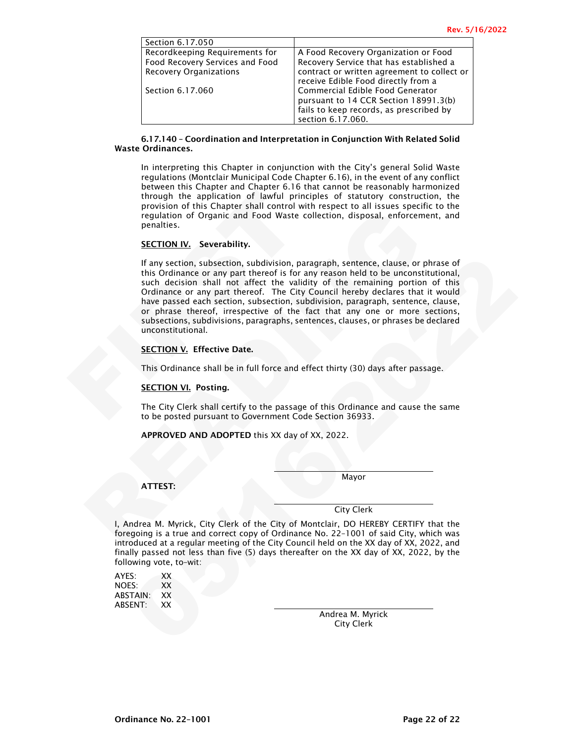| | |
|---|---|
| Section 6.17.050 | |
| Recordkeeping Requirements for Food Recovery Services and Food Recovery Organizations<br><br>Section 6.17.060 | A Food Recovery Organization or Food Recovery Service that has established a contract or written agreement to collect or receive Edible Food directly from a Commercial Edible Food Generator pursuant to 14 CCR Section 18991.3(b) fails to keep records, as prescribed by section 6.17.060. |

**6.17.140 – Coordination and Interpretation in Conjunction With Related Solid Waste Ordinances.**

In interpreting this Chapter in conjunction with the City's general Solid Waste regulations (Montclair Municipal Code Chapter 6.16), in the event of any conflict between this Chapter and Chapter 6.16 that cannot be reasonably harmonized through the application of lawful principles of statutory construction, the provision of this Chapter shall control with respect to all issues specific to the regulation of Organic and Food Waste collection, disposal, enforcement, and penalties.

**<u>SECTION IV.</u> Severability.**

If any section, subsection, subdivision, paragraph, sentence, clause, or phrase of this Ordinance or any part thereof is for any reason held to be unconstitutional, such decision shall not affect the validity of the remaining portion of this Ordinance or any part thereof. The City Council hereby declares that it would have passed each section, subsection, subdivision, paragraph, sentence, clause, or phrase thereof, irrespective of the fact that any one or more sections, subsections, subdivisions, paragraphs, sentences, clauses, or phrases be declared unconstitutional.

**<u>SECTION V.</u> Effective Date.**

This Ordinance shall be in full force and effect thirty (30) days after passage.

**<u>SECTION VI.</u> Posting.**

The City Clerk shall certify to the passage of this Ordinance and cause the same to be posted pursuant to Government Code Section 36933.

**APPROVED AND ADOPTED** this XX day of XX, 2022.

\_\_\_\_\_\_\_\_\_\_\_\_\_\_\_\_\_\_\_\_\_\_\_\_\_\_\_\_
Mayor

**ATTEST:**

\_\_\_\_\_\_\_\_\_\_\_\_\_\_\_\_\_\_\_\_\_\_\_\_\_\_\_\_
City Clerk

I, Andrea M. Myrick, City Clerk of the City of Montclair, DO HEREBY CERTIFY that the foregoing is a true and correct copy of Ordinance No. 22-1001 of said City, which was introduced at a regular meeting of the City Council held on the XX day of XX, 2022, and finally passed not less than five (5) days thereafter on the XX day of XX, 2022, by the following vote, to-wit:

AYES: XX
NOES: XX
ABSTAIN: XX
ABSENT: XX

\_\_\_\_\_\_\_\_\_\_\_\_\_\_\_\_\_\_\_\_\_\_\_\_\_\_\_\_
Andrea M. Myrick
City Clerk